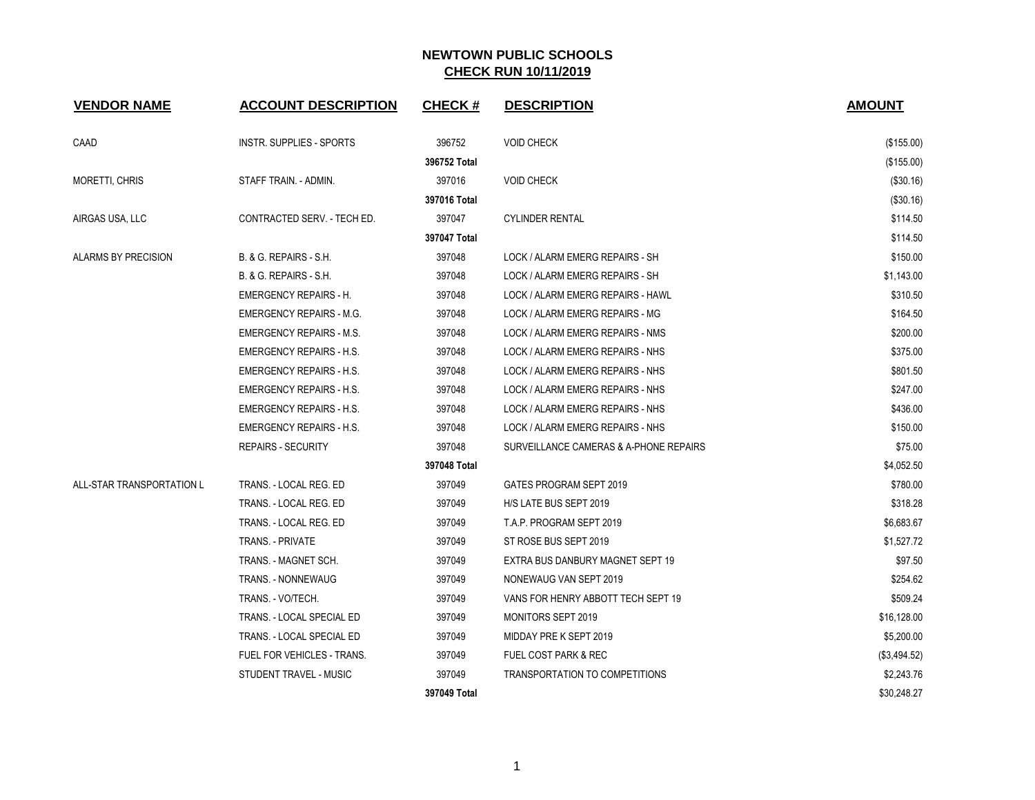# NEWTOWN PUBLIC SCHOOLS

## CHECK RUN 10/11/2019

| VENDOR NAME | ACCOUNT DESCRIPTION | CHECK # | DESCRIPTION | AMOUNT |
|---|---|---|---|---|
| CAAD | INSTR. SUPPLIES - SPORTS | 396752 | VOID CHECK | ($155.00) |
| | | 396752 Total | | ($155.00) |
| MORETTI, CHRIS | STAFF TRAIN. - ADMIN. | 397016 | VOID CHECK | ($30.16) |
| | | 397016 Total | | ($30.16) |
| AIRGAS USA, LLC | CONTRACTED SERV. - TECH ED. | 397047 | CYLINDER RENTAL | $114.50 |
| | | 397047 Total | | $114.50 |
| ALARMS BY PRECISION | B. & G. REPAIRS - S.H. | 397048 | LOCK / ALARM EMERG REPAIRS - SH | $150.00 |
| | B. & G. REPAIRS - S.H. | 397048 | LOCK / ALARM EMERG REPAIRS - SH | $1,143.00 |
| | EMERGENCY REPAIRS - H. | 397048 | LOCK / ALARM EMERG REPAIRS - HAWL | $310.50 |
| | EMERGENCY REPAIRS - M.G. | 397048 | LOCK / ALARM EMERG REPAIRS - MG | $164.50 |
| | EMERGENCY REPAIRS - M.S. | 397048 | LOCK / ALARM EMERG REPAIRS - NMS | $200.00 |
| | EMERGENCY REPAIRS - H.S. | 397048 | LOCK / ALARM EMERG REPAIRS - NHS | $375.00 |
| | EMERGENCY REPAIRS - H.S. | 397048 | LOCK / ALARM EMERG REPAIRS - NHS | $801.50 |
| | EMERGENCY REPAIRS - H.S. | 397048 | LOCK / ALARM EMERG REPAIRS - NHS | $247.00 |
| | EMERGENCY REPAIRS - H.S. | 397048 | LOCK / ALARM EMERG REPAIRS - NHS | $436.00 |
| | EMERGENCY REPAIRS - H.S. | 397048 | LOCK / ALARM EMERG REPAIRS - NHS | $150.00 |
| | REPAIRS - SECURITY | 397048 | SURVEILLANCE CAMERAS & A-PHONE REPAIRS | $75.00 |
| | | 397048 Total | | $4,052.50 |
| ALL-STAR TRANSPORTATION L | TRANS. - LOCAL REG. ED | 397049 | GATES PROGRAM SEPT 2019 | $780.00 |
| | TRANS. - LOCAL REG. ED | 397049 | H/S LATE BUS SEPT 2019 | $318.28 |
| | TRANS. - LOCAL REG. ED | 397049 | T.A.P. PROGRAM SEPT 2019 | $6,683.67 |
| | TRANS. - PRIVATE | 397049 | ST ROSE BUS SEPT 2019 | $1,527.72 |
| | TRANS. - MAGNET SCH. | 397049 | EXTRA BUS DANBURY MAGNET SEPT 19 | $97.50 |
| | TRANS. - NONNEWAUG | 397049 | NONEWAUG VAN SEPT 2019 | $254.62 |
| | TRANS. - VO/TECH. | 397049 | VANS FOR HENRY ABBOTT TECH SEPT 19 | $509.24 |
| | TRANS. - LOCAL SPECIAL ED | 397049 | MONITORS SEPT 2019 | $16,128.00 |
| | TRANS. - LOCAL SPECIAL ED | 397049 | MIDDAY PRE K SEPT 2019 | $5,200.00 |
| | FUEL FOR VEHICLES - TRANS. | 397049 | FUEL COST PARK & REC | ($3,494.52) |
| | STUDENT TRAVEL - MUSIC | 397049 | TRANSPORTATION TO COMPETITIONS | $2,243.76 |
| | | 397049 Total | | $30,248.27 |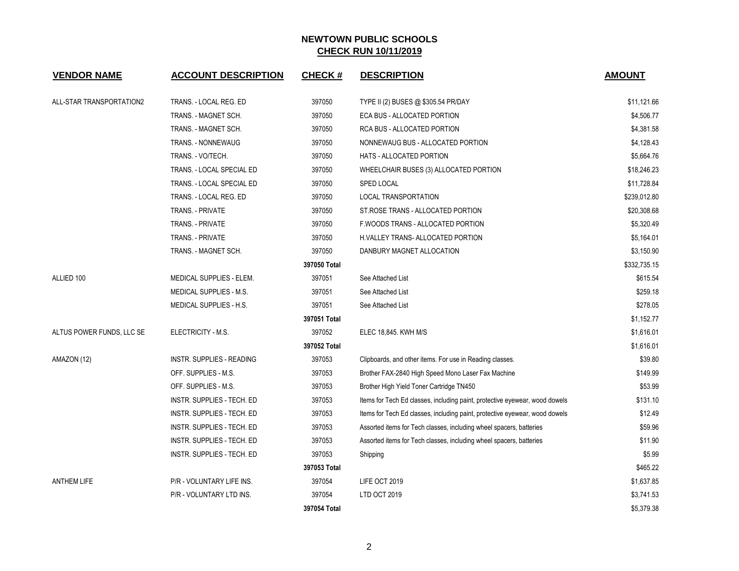# NEWTOWN PUBLIC SCHOOLS
## CHECK RUN 10/11/2019

| VENDOR NAME | ACCOUNT DESCRIPTION | CHECK # | DESCRIPTION | AMOUNT |
|---|---|---|---|---|
| ALL-STAR TRANSPORTATION2 | TRANS. - LOCAL REG. ED | 397050 | TYPE II (2) BUSES @ $305.54 PR/DAY | $11,121.66 |
| | TRANS. - MAGNET SCH. | 397050 | ECA BUS - ALLOCATED PORTION | $4,506.77 |
| | TRANS. - MAGNET SCH. | 397050 | RCA BUS - ALLOCATED PORTION | $4,381.58 |
| | TRANS. - NONNEWAUG | 397050 | NONNEWAUG BUS - ALLOCATED PORTION | $4,128.43 |
| | TRANS. - VO/TECH. | 397050 | HATS - ALLOCATED PORTION | $5,664.76 |
| | TRANS. - LOCAL SPECIAL ED | 397050 | WHEELCHAIR BUSES (3) ALLOCATED PORTION | $18,246.23 |
| | TRANS. - LOCAL SPECIAL ED | 397050 | SPED LOCAL | $11,728.84 |
| | TRANS. - LOCAL REG. ED | 397050 | LOCAL TRANSPORTATION | $239,012.80 |
| | TRANS. - PRIVATE | 397050 | ST.ROSE TRANS - ALLOCATED PORTION | $20,308.68 |
| | TRANS. - PRIVATE | 397050 | F.WOODS TRANS - ALLOCATED PORTION | $5,320.49 |
| | TRANS. - PRIVATE | 397050 | H.VALLEY TRANS- ALLOCATED PORTION | $5,164.01 |
| | TRANS. - MAGNET SCH. | 397050 | DANBURY MAGNET ALLOCATION | $3,150.90 |
| | | **397050 Total** | | $332,735.15 |
| ALLIED 100 | MEDICAL SUPPLIES - ELEM. | 397051 | See Attached List | $615.54 |
| | MEDICAL SUPPLIES - M.S. | 397051 | See Attached List | $259.18 |
| | MEDICAL SUPPLIES - H.S. | 397051 | See Attached List | $278.05 |
| | | **397051 Total** | | $1,152.77 |
| ALTUS POWER FUNDS, LLC SE | ELECTRICITY - M.S. | 397052 | ELEC 18,845. KWH M/S | $1,616.01 |
| | | **397052 Total** | | $1,616.01 |
| AMAZON (12) | INSTR. SUPPLIES - READING | 397053 | Clipboards, and other items. For use in Reading classes. | $39.80 |
| | OFF. SUPPLIES - M.S. | 397053 | Brother FAX-2840 High Speed Mono Laser Fax Machine | $149.99 |
| | OFF. SUPPLIES - M.S. | 397053 | Brother High Yield Toner Cartridge TN450 | $53.99 |
| | INSTR. SUPPLIES - TECH. ED | 397053 | Items for Tech Ed classes, including paint, protective eyewear, wood dowels | $131.10 |
| | INSTR. SUPPLIES - TECH. ED | 397053 | Items for Tech Ed classes, including paint, protective eyewear, wood dowels | $12.49 |
| | INSTR. SUPPLIES - TECH. ED | 397053 | Assorted items for Tech classes, including wheel spacers, batteries | $59.96 |
| | INSTR. SUPPLIES - TECH. ED | 397053 | Assorted items for Tech classes, including wheel spacers, batteries | $11.90 |
| | INSTR. SUPPLIES - TECH. ED | 397053 | Shipping | $5.99 |
| | | **397053 Total** | | $465.22 |
| ANTHEM LIFE | P/R - VOLUNTARY LIFE INS. | 397054 | LIFE OCT 2019 | $1,637.85 |
| | P/R - VOLUNTARY LTD INS. | 397054 | LTD OCT 2019 | $3,741.53 |
| | | **397054 Total** | | $5,379.38 |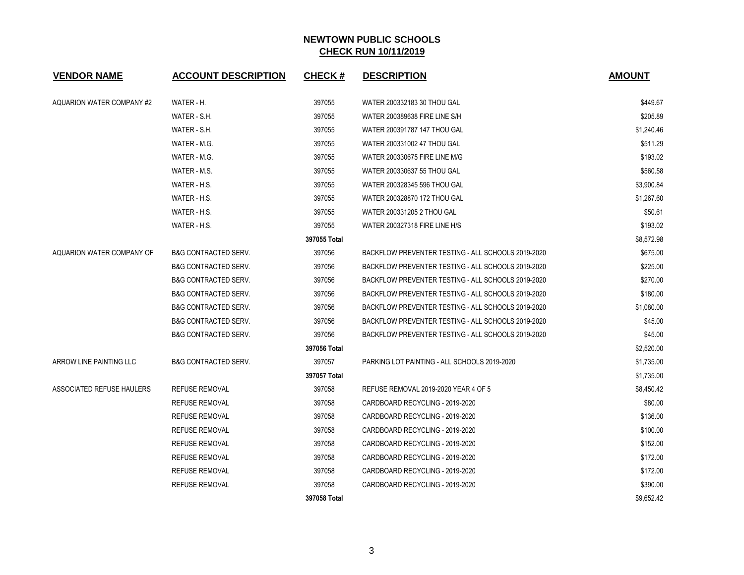## NEWTOWN PUBLIC SCHOOLS
## CHECK RUN 10/11/2019

| VENDOR NAME | ACCOUNT DESCRIPTION | CHECK # | DESCRIPTION | AMOUNT |
|---|---|---|---|---|
| AQUARION WATER COMPANY #2 | WATER - H. | 397055 | WATER 200332183 30 THOU GAL | $449.67 |
| | WATER - S.H. | 397055 | WATER 200389638 FIRE LINE S/H | $205.89 |
| | WATER - S.H. | 397055 | WATER 200391787 147 THOU GAL | $1,240.46 |
| | WATER - M.G. | 397055 | WATER 200331002 47 THOU GAL | $511.29 |
| | WATER - M.G. | 397055 | WATER 200330675 FIRE LINE M/G | $193.02 |
| | WATER - M.S. | 397055 | WATER 200330637 55 THOU GAL | $560.58 |
| | WATER - H.S. | 397055 | WATER 200328345 596 THOU GAL | $3,900.84 |
| | WATER - H.S. | 397055 | WATER 200328870 172 THOU GAL | $1,267.60 |
| | WATER - H.S. | 397055 | WATER 200331205 2 THOU GAL | $50.61 |
| | WATER - H.S. | 397055 | WATER 200327318 FIRE LINE H/S | $193.02 |
| | | **397055 Total** | | $8,572.98 |
| AQUARION WATER COMPANY OF | B&G CONTRACTED SERV. | 397056 | BACKFLOW PREVENTER TESTING - ALL SCHOOLS 2019-2020 | $675.00 |
| | B&G CONTRACTED SERV. | 397056 | BACKFLOW PREVENTER TESTING - ALL SCHOOLS 2019-2020 | $225.00 |
| | B&G CONTRACTED SERV. | 397056 | BACKFLOW PREVENTER TESTING - ALL SCHOOLS 2019-2020 | $270.00 |
| | B&G CONTRACTED SERV. | 397056 | BACKFLOW PREVENTER TESTING - ALL SCHOOLS 2019-2020 | $180.00 |
| | B&G CONTRACTED SERV. | 397056 | BACKFLOW PREVENTER TESTING - ALL SCHOOLS 2019-2020 | $1,080.00 |
| | B&G CONTRACTED SERV. | 397056 | BACKFLOW PREVENTER TESTING - ALL SCHOOLS 2019-2020 | $45.00 |
| | B&G CONTRACTED SERV. | 397056 | BACKFLOW PREVENTER TESTING - ALL SCHOOLS 2019-2020 | $45.00 |
| | | **397056 Total** | | $2,520.00 |
| ARROW LINE PAINTING LLC | B&G CONTRACTED SERV. | 397057 | PARKING LOT PAINTING - ALL SCHOOLS 2019-2020 | $1,735.00 |
| | | **397057 Total** | | $1,735.00 |
| ASSOCIATED REFUSE HAULERS | REFUSE REMOVAL | 397058 | REFUSE REMOVAL 2019-2020 YEAR 4 OF 5 | $8,450.42 |
| | REFUSE REMOVAL | 397058 | CARDBOARD RECYCLING - 2019-2020 | $80.00 |
| | REFUSE REMOVAL | 397058 | CARDBOARD RECYCLING - 2019-2020 | $136.00 |
| | REFUSE REMOVAL | 397058 | CARDBOARD RECYCLING - 2019-2020 | $100.00 |
| | REFUSE REMOVAL | 397058 | CARDBOARD RECYCLING - 2019-2020 | $152.00 |
| | REFUSE REMOVAL | 397058 | CARDBOARD RECYCLING - 2019-2020 | $172.00 |
| | REFUSE REMOVAL | 397058 | CARDBOARD RECYCLING - 2019-2020 | $172.00 |
| | REFUSE REMOVAL | 397058 | CARDBOARD RECYCLING - 2019-2020 | $390.00 |
| | | **397058 Total** | | $9,652.42 |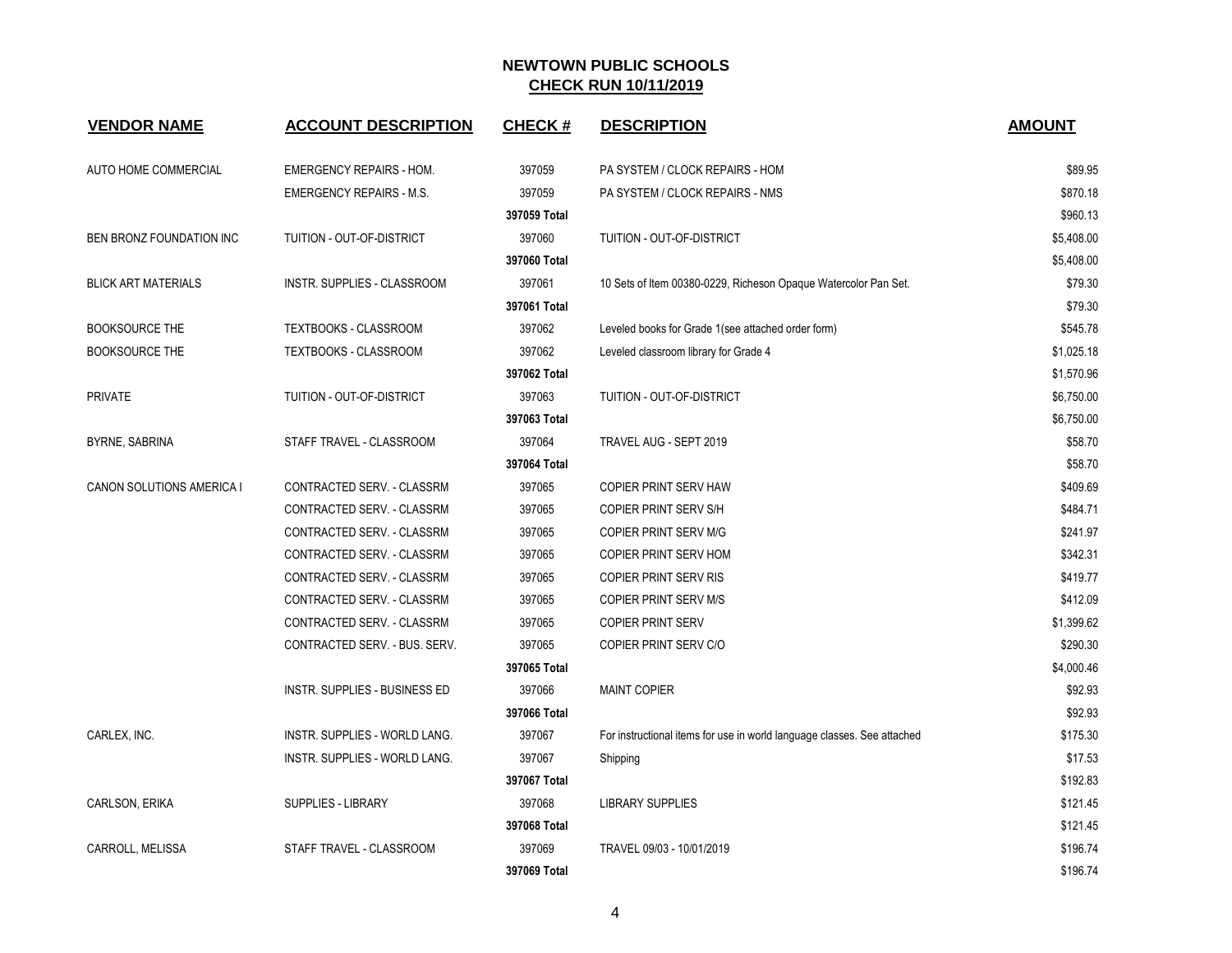# NEWTOWN PUBLIC SCHOOLS

## CHECK RUN 10/11/2019

| VENDOR NAME | ACCOUNT DESCRIPTION | CHECK # | DESCRIPTION | AMOUNT |
|---|---|---|---|---|
| AUTO HOME COMMERCIAL | EMERGENCY REPAIRS - HOM. | 397059 | PA SYSTEM / CLOCK REPAIRS - HOM | $89.95 |
| | EMERGENCY REPAIRS - M.S. | 397059 | PA SYSTEM / CLOCK REPAIRS - NMS | $870.18 |
| | | **397059 Total** | | $960.13 |
| BEN BRONZ FOUNDATION INC | TUITION - OUT-OF-DISTRICT | 397060 | TUITION - OUT-OF-DISTRICT | $5,408.00 |
| | | **397060 Total** | | $5,408.00 |
| BLICK ART MATERIALS | INSTR. SUPPLIES - CLASSROOM | 397061 | 10 Sets of Item 00380-0229, Richeson Opaque Watercolor Pan Set. | $79.30 |
| | | **397061 Total** | | $79.30 |
| BOOKSOURCE THE | TEXTBOOKS - CLASSROOM | 397062 | Leveled books for Grade 1(see attached order form) | $545.78 |
| BOOKSOURCE THE | TEXTBOOKS - CLASSROOM | 397062 | Leveled classroom library for Grade 4 | $1,025.18 |
| | | **397062 Total** | | $1,570.96 |
| PRIVATE | TUITION - OUT-OF-DISTRICT | 397063 | TUITION - OUT-OF-DISTRICT | $6,750.00 |
| | | **397063 Total** | | $6,750.00 |
| BYRNE, SABRINA | STAFF TRAVEL - CLASSROOM | 397064 | TRAVEL AUG - SEPT 2019 | $58.70 |
| | | **397064 Total** | | $58.70 |
| CANON SOLUTIONS AMERICA I | CONTRACTED SERV. - CLASSRM | 397065 | COPIER PRINT SERV HAW | $409.69 |
| | CONTRACTED SERV. - CLASSRM | 397065 | COPIER PRINT SERV S/H | $484.71 |
| | CONTRACTED SERV. - CLASSRM | 397065 | COPIER PRINT SERV M/G | $241.97 |
| | CONTRACTED SERV. - CLASSRM | 397065 | COPIER PRINT SERV HOM | $342.31 |
| | CONTRACTED SERV. - CLASSRM | 397065 | COPIER PRINT SERV RIS | $419.77 |
| | CONTRACTED SERV. - CLASSRM | 397065 | COPIER PRINT SERV M/S | $412.09 |
| | CONTRACTED SERV. - CLASSRM | 397065 | COPIER PRINT SERV | $1,399.62 |
| | CONTRACTED SERV. - BUS. SERV. | 397065 | COPIER PRINT SERV C/O | $290.30 |
| | | **397065 Total** | | $4,000.46 |
| | INSTR. SUPPLIES - BUSINESS ED | 397066 | MAINT COPIER | $92.93 |
| | | **397066 Total** | | $92.93 |
| CARLEX, INC. | INSTR. SUPPLIES - WORLD LANG. | 397067 | For instructional items for use in world language classes. See attached | $175.30 |
| | INSTR. SUPPLIES - WORLD LANG. | 397067 | Shipping | $17.53 |
| | | **397067 Total** | | $192.83 |
| CARLSON, ERIKA | SUPPLIES - LIBRARY | 397068 | LIBRARY SUPPLIES | $121.45 |
| | | **397068 Total** | | $121.45 |
| CARROLL, MELISSA | STAFF TRAVEL - CLASSROOM | 397069 | TRAVEL 09/03 - 10/01/2019 | $196.74 |
| | | **397069 Total** | | $196.74 |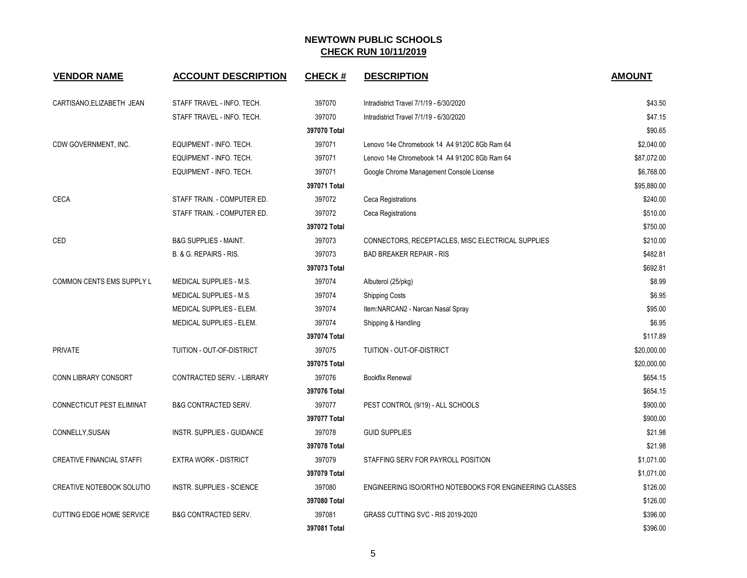**NEWTOWN PUBLIC SCHOOLS**
**CHECK RUN 10/11/2019**

| VENDOR NAME | ACCOUNT DESCRIPTION | CHECK # | DESCRIPTION | AMOUNT |
|---|---|---|---|---|
| CARTISANO,ELIZABETH JEAN | STAFF TRAVEL - INFO. TECH. | 397070 | Intradistrict Travel 7/1/19 - 6/30/2020 | $43.50 |
| | STAFF TRAVEL - INFO. TECH. | 397070 | Intradistrict Travel 7/1/19 - 6/30/2020 | $47.15 |
| | | **397070 Total** | | $90.65 |
| CDW GOVERNMENT, INC. | EQUIPMENT - INFO. TECH. | 397071 | Lenovo 14e Chromebook 14 A4 9120C 8Gb Ram 64 | $2,040.00 |
| | EQUIPMENT - INFO. TECH. | 397071 | Lenovo 14e Chromebook 14 A4 9120C 8Gb Ram 64 | $87,072.00 |
| | EQUIPMENT - INFO. TECH. | 397071 | Google Chrome Management Console License | $6,768.00 |
| | | **397071 Total** | | $95,880.00 |
| CECA | STAFF TRAIN. - COMPUTER ED. | 397072 | Ceca Registrations | $240.00 |
| | STAFF TRAIN. - COMPUTER ED. | 397072 | Ceca Registrations | $510.00 |
| | | **397072 Total** | | $750.00 |
| CED | B&G SUPPLIES - MAINT. | 397073 | CONNECTORS, RECEPTACLES, MISC ELECTRICAL SUPPLIES | $210.00 |
| | B. & G. REPAIRS - RIS. | 397073 | BAD BREAKER REPAIR - RIS | $482.81 |
| | | **397073 Total** | | $692.81 |
| COMMON CENTS EMS SUPPLY L | MEDICAL SUPPLIES - M.S. | 397074 | Albuterol (25/pkg) | $8.99 |
| | MEDICAL SUPPLIES - M.S. | 397074 | Shipping Costs | $6.95 |
| | MEDICAL SUPPLIES - ELEM. | 397074 | Item:NARCAN2 - Narcan Nasal Spray | $95.00 |
| | MEDICAL SUPPLIES - ELEM. | 397074 | Shipping & Handling | $6.95 |
| | | **397074 Total** | | $117.89 |
| PRIVATE | TUITION - OUT-OF-DISTRICT | 397075 | TUITION - OUT-OF-DISTRICT | $20,000.00 |
| | | **397075 Total** | | $20,000.00 |
| CONN LIBRARY CONSORT | CONTRACTED SERV. - LIBRARY | 397076 | Bookflix Renewal | $654.15 |
| | | **397076 Total** | | $654.15 |
| CONNECTICUT PEST ELIMINAT | B&G CONTRACTED SERV. | 397077 | PEST CONTROL (9/19) - ALL SCHOOLS | $900.00 |
| | | **397077 Total** | | $900.00 |
| CONNELLY,SUSAN | INSTR. SUPPLIES - GUIDANCE | 397078 | GUID SUPPLIES | $21.98 |
| | | **397078 Total** | | $21.98 |
| CREATIVE FINANCIAL STAFFI | EXTRA WORK - DISTRICT | 397079 | STAFFING SERV FOR PAYROLL POSITION | $1,071.00 |
| | | **397079 Total** | | $1,071.00 |
| CREATIVE NOTEBOOK SOLUTIO | INSTR. SUPPLIES - SCIENCE | 397080 | ENGINEERING ISO/ORTHO NOTEBOOKS FOR ENGINEERING CLASSES | $126.00 |
| | | **397080 Total** | | $126.00 |
| CUTTING EDGE HOME SERVICE | B&G CONTRACTED SERV. | 397081 | GRASS CUTTING SVC - RIS 2019-2020 | $396.00 |
| | | **397081 Total** | | $396.00 |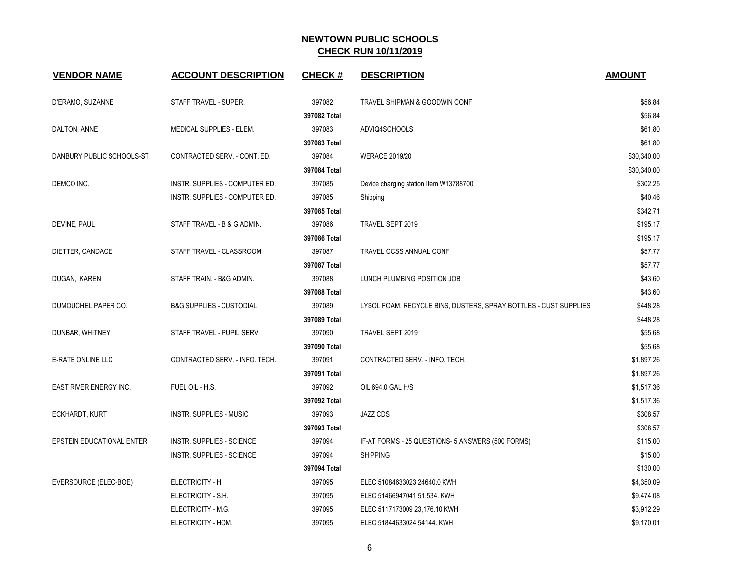# NEWTOWN PUBLIC SCHOOLS
## CHECK RUN 10/11/2019

| VENDOR NAME | ACCOUNT DESCRIPTION | CHECK # | DESCRIPTION | AMOUNT |
|---|---|---|---|---|
| D'ERAMO, SUZANNE | STAFF TRAVEL - SUPER. | 397082 | TRAVEL SHIPMAN & GOODWIN CONF | $56.84 |
| | | **397082 Total** | | $56.84 |
| DALTON, ANNE | MEDICAL SUPPLIES - ELEM. | 397083 | ADVIQ4SCHOOLS | $61.80 |
| | | **397083 Total** | | $61.80 |
| DANBURY PUBLIC SCHOOLS-ST | CONTRACTED SERV. - CONT. ED. | 397084 | WERACE 2019/20 | $30,340.00 |
| | | **397084 Total** | | $30,340.00 |
| DEMCO INC. | INSTR. SUPPLIES - COMPUTER ED. | 397085 | Device charging station Item W13788700 | $302.25 |
| | INSTR. SUPPLIES - COMPUTER ED. | 397085 | Shipping | $40.46 |
| | | **397085 Total** | | $342.71 |
| DEVINE, PAUL | STAFF TRAVEL - B & G ADMIN. | 397086 | TRAVEL SEPT 2019 | $195.17 |
| | | **397086 Total** | | $195.17 |
| DIETTER, CANDACE | STAFF TRAVEL - CLASSROOM | 397087 | TRAVEL CCSS ANNUAL CONF | $57.77 |
| | | **397087 Total** | | $57.77 |
| DUGAN, KAREN | STAFF TRAIN. - B&G ADMIN. | 397088 | LUNCH PLUMBING POSITION JOB | $43.60 |
| | | **397088 Total** | | $43.60 |
| DUMOUCHEL PAPER CO. | B&G SUPPLIES - CUSTODIAL | 397089 | LYSOL FOAM, RECYCLE BINS, DUSTERS, SPRAY BOTTLES - CUST SUPPLIES | $448.28 |
| | | **397089 Total** | | $448.28 |
| DUNBAR, WHITNEY | STAFF TRAVEL - PUPIL SERV. | 397090 | TRAVEL SEPT 2019 | $55.68 |
| | | **397090 Total** | | $55.68 |
| E-RATE ONLINE LLC | CONTRACTED SERV. - INFO. TECH. | 397091 | CONTRACTED SERV. - INFO. TECH. | $1,897.26 |
| | | **397091 Total** | | $1,897.26 |
| EAST RIVER ENERGY INC. | FUEL OIL - H.S. | 397092 | OIL 694.0 GAL H/S | $1,517.36 |
| | | **397092 Total** | | $1,517.36 |
| ECKHARDT, KURT | INSTR. SUPPLIES - MUSIC | 397093 | JAZZ CDS | $308.57 |
| | | **397093 Total** | | $308.57 |
| EPSTEIN EDUCATIONAL ENTER | INSTR. SUPPLIES - SCIENCE | 397094 | IF-AT FORMS - 25 QUESTIONS- 5 ANSWERS (500 FORMS) | $115.00 |
| | INSTR. SUPPLIES - SCIENCE | 397094 | SHIPPING | $15.00 |
| | | **397094 Total** | | $130.00 |
| EVERSOURCE (ELEC-BOE) | ELECTRICITY - H. | 397095 | ELEC 51084633023 24640.0 KWH | $4,350.09 |
| | ELECTRICITY - S.H. | 397095 | ELEC 51466947041 51,534. KWH | $9,474.08 |
| | ELECTRICITY - M.G. | 397095 | ELEC 5117173009 23,176.10 KWH | $3,912.29 |
| | ELECTRICITY - HOM. | 397095 | ELEC 51844633024 54144. KWH | $9,170.01 |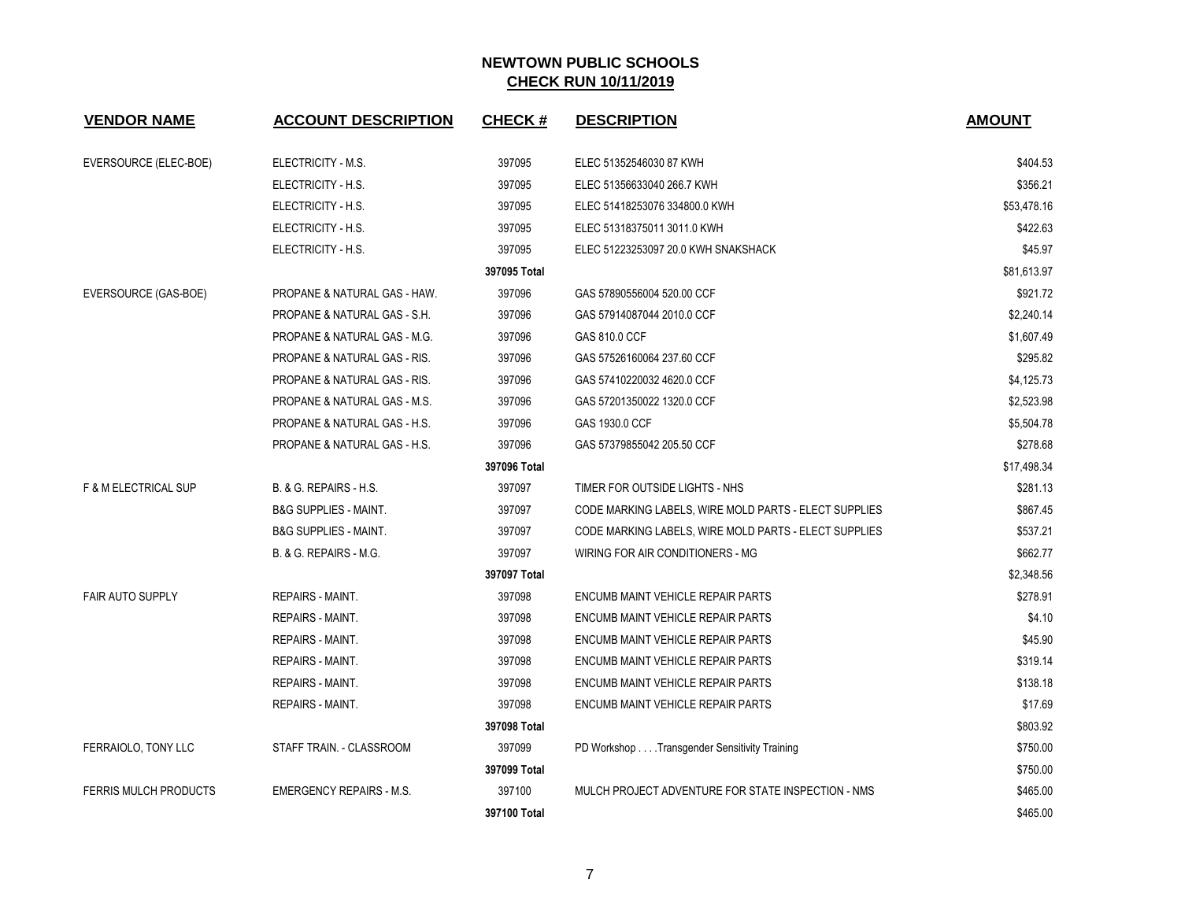# NEWTOWN PUBLIC SCHOOLS

## CHECK RUN 10/11/2019

| VENDOR NAME | ACCOUNT DESCRIPTION | CHECK # | DESCRIPTION | AMOUNT |
|---|---|---|---|---|
| EVERSOURCE (ELEC-BOE) | ELECTRICITY - M.S. | 397095 | ELEC 51352546030 87 KWH | $404.53 |
| | ELECTRICITY - H.S. | 397095 | ELEC 51356633040 266.7 KWH | $356.21 |
| | ELECTRICITY - H.S. | 397095 | ELEC 51418253076 334800.0 KWH | $53,478.16 |
| | ELECTRICITY - H.S. | 397095 | ELEC 51318375011 3011.0 KWH | $422.63 |
| | ELECTRICITY - H.S. | 397095 | ELEC 51223253097 20.0 KWH SNAKSHACK | $45.97 |
| | | 397095 Total | | $81,613.97 |
| EVERSOURCE (GAS-BOE) | PROPANE & NATURAL GAS - HAW. | 397096 | GAS 57890556004 520.00 CCF | $921.72 |
| | PROPANE & NATURAL GAS - S.H. | 397096 | GAS 57914087044 2010.0 CCF | $2,240.14 |
| | PROPANE & NATURAL GAS - M.G. | 397096 | GAS 810.0 CCF | $1,607.49 |
| | PROPANE & NATURAL GAS - RIS. | 397096 | GAS 57526160064 237.60 CCF | $295.82 |
| | PROPANE & NATURAL GAS - RIS. | 397096 | GAS 57410220032 4620.0 CCF | $4,125.73 |
| | PROPANE & NATURAL GAS - M.S. | 397096 | GAS 57201350022 1320.0 CCF | $2,523.98 |
| | PROPANE & NATURAL GAS - H.S. | 397096 | GAS 1930.0 CCF | $5,504.78 |
| | PROPANE & NATURAL GAS - H.S. | 397096 | GAS 57379855042 205.50 CCF | $278.68 |
| | | 397096 Total | | $17,498.34 |
| F & M ELECTRICAL SUP | B. & G. REPAIRS - H.S. | 397097 | TIMER FOR OUTSIDE LIGHTS - NHS | $281.13 |
| | B&G SUPPLIES - MAINT. | 397097 | CODE MARKING LABELS, WIRE MOLD PARTS - ELECT SUPPLIES | $867.45 |
| | B&G SUPPLIES - MAINT. | 397097 | CODE MARKING LABELS, WIRE MOLD PARTS - ELECT SUPPLIES | $537.21 |
| | B. & G. REPAIRS - M.G. | 397097 | WIRING FOR AIR CONDITIONERS - MG | $662.77 |
| | | 397097 Total | | $2,348.56 |
| FAIR AUTO SUPPLY | REPAIRS - MAINT. | 397098 | ENCUMB MAINT VEHICLE REPAIR PARTS | $278.91 |
| | REPAIRS - MAINT. | 397098 | ENCUMB MAINT VEHICLE REPAIR PARTS | $4.10 |
| | REPAIRS - MAINT. | 397098 | ENCUMB MAINT VEHICLE REPAIR PARTS | $45.90 |
| | REPAIRS - MAINT. | 397098 | ENCUMB MAINT VEHICLE REPAIR PARTS | $319.14 |
| | REPAIRS - MAINT. | 397098 | ENCUMB MAINT VEHICLE REPAIR PARTS | $138.18 |
| | REPAIRS - MAINT. | 397098 | ENCUMB MAINT VEHICLE REPAIR PARTS | $17.69 |
| | | 397098 Total | | $803.92 |
| FERRAIOLO, TONY LLC | STAFF TRAIN. - CLASSROOM | 397099 | PD Workshop . . . .Transgender Sensitivity Training | $750.00 |
| | | 397099 Total | | $750.00 |
| FERRIS MULCH PRODUCTS | EMERGENCY REPAIRS - M.S. | 397100 | MULCH PROJECT ADVENTURE FOR STATE INSPECTION - NMS | $465.00 |
| | | 397100 Total | | $465.00 |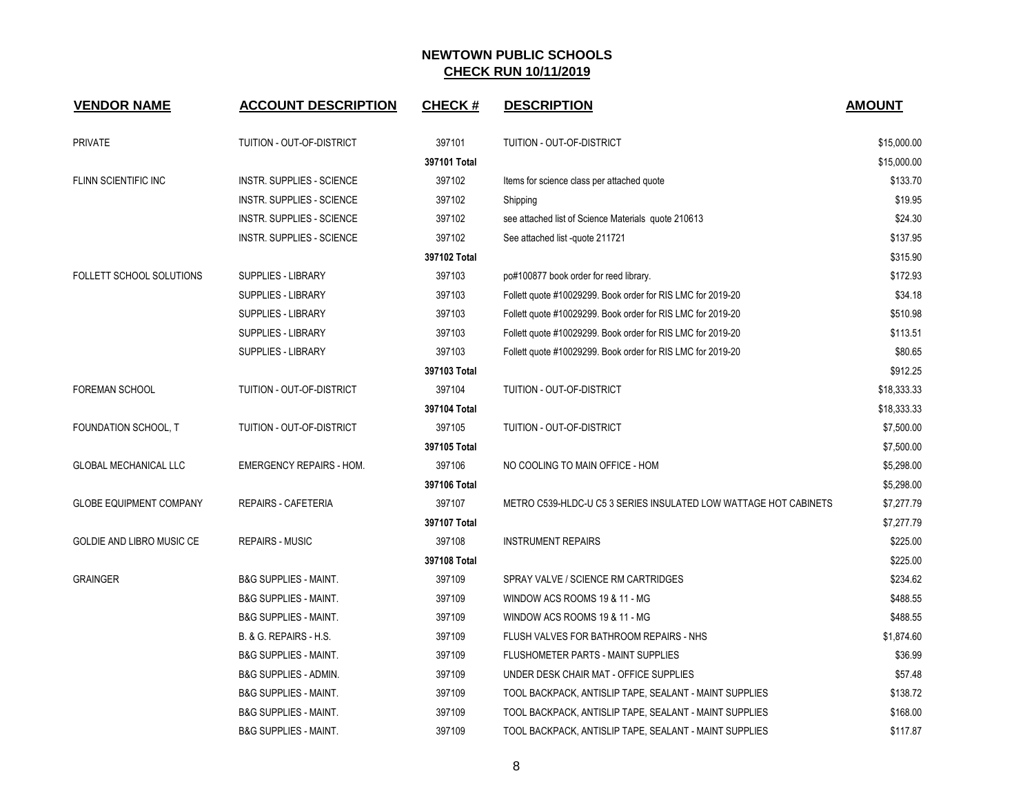# NEWTOWN PUBLIC SCHOOLS

## CHECK RUN 10/11/2019

| VENDOR NAME | ACCOUNT DESCRIPTION | CHECK # | DESCRIPTION | AMOUNT |
|---|---|---|---|---|
| PRIVATE | TUITION - OUT-OF-DISTRICT | 397101 | TUITION - OUT-OF-DISTRICT | $15,000.00 |
| | | 397101 Total | | $15,000.00 |
| FLINN SCIENTIFIC INC | INSTR. SUPPLIES - SCIENCE | 397102 | Items for science class per attached quote | $133.70 |
| | INSTR. SUPPLIES - SCIENCE | 397102 | Shipping | $19.95 |
| | INSTR. SUPPLIES - SCIENCE | 397102 | see attached list of Science Materials quote 210613 | $24.30 |
| | INSTR. SUPPLIES - SCIENCE | 397102 | See attached list -quote 211721 | $137.95 |
| | | 397102 Total | | $315.90 |
| FOLLETT SCHOOL SOLUTIONS | SUPPLIES - LIBRARY | 397103 | po#100877 book order for reed library. | $172.93 |
| | SUPPLIES - LIBRARY | 397103 | Follett quote #10029299. Book order for RIS LMC for 2019-20 | $34.18 |
| | SUPPLIES - LIBRARY | 397103 | Follett quote #10029299. Book order for RIS LMC for 2019-20 | $510.98 |
| | SUPPLIES - LIBRARY | 397103 | Follett quote #10029299. Book order for RIS LMC for 2019-20 | $113.51 |
| | SUPPLIES - LIBRARY | 397103 | Follett quote #10029299. Book order for RIS LMC for 2019-20 | $80.65 |
| | | 397103 Total | | $912.25 |
| FOREMAN SCHOOL | TUITION - OUT-OF-DISTRICT | 397104 | TUITION - OUT-OF-DISTRICT | $18,333.33 |
| | | 397104 Total | | $18,333.33 |
| FOUNDATION SCHOOL, T | TUITION - OUT-OF-DISTRICT | 397105 | TUITION - OUT-OF-DISTRICT | $7,500.00 |
| | | 397105 Total | | $7,500.00 |
| GLOBAL MECHANICAL LLC | EMERGENCY REPAIRS - HOM. | 397106 | NO COOLING TO MAIN OFFICE - HOM | $5,298.00 |
| | | 397106 Total | | $5,298.00 |
| GLOBE EQUIPMENT COMPANY | REPAIRS - CAFETERIA | 397107 | METRO C539-HLDC-U C5 3 SERIES INSULATED LOW WATTAGE HOT CABINETS | $7,277.79 |
| | | 397107 Total | | $7,277.79 |
| GOLDIE AND LIBRO MUSIC CE | REPAIRS - MUSIC | 397108 | INSTRUMENT REPAIRS | $225.00 |
| | | 397108 Total | | $225.00 |
| GRAINGER | B&G SUPPLIES - MAINT. | 397109 | SPRAY VALVE / SCIENCE RM CARTRIDGES | $234.62 |
| | B&G SUPPLIES - MAINT. | 397109 | WINDOW ACS ROOMS 19 & 11 - MG | $488.55 |
| | B&G SUPPLIES - MAINT. | 397109 | WINDOW ACS ROOMS 19 & 11 - MG | $488.55 |
| | B. & G. REPAIRS - H.S. | 397109 | FLUSH VALVES FOR BATHROOM REPAIRS - NHS | $1,874.60 |
| | B&G SUPPLIES - MAINT. | 397109 | FLUSHOMETER PARTS - MAINT SUPPLIES | $36.99 |
| | B&G SUPPLIES - ADMIN. | 397109 | UNDER DESK CHAIR MAT - OFFICE SUPPLIES | $57.48 |
| | B&G SUPPLIES - MAINT. | 397109 | TOOL BACKPACK, ANTISLIP TAPE, SEALANT - MAINT SUPPLIES | $138.72 |
| | B&G SUPPLIES - MAINT. | 397109 | TOOL BACKPACK, ANTISLIP TAPE, SEALANT - MAINT SUPPLIES | $168.00 |
| | B&G SUPPLIES - MAINT. | 397109 | TOOL BACKPACK, ANTISLIP TAPE, SEALANT - MAINT SUPPLIES | $117.87 |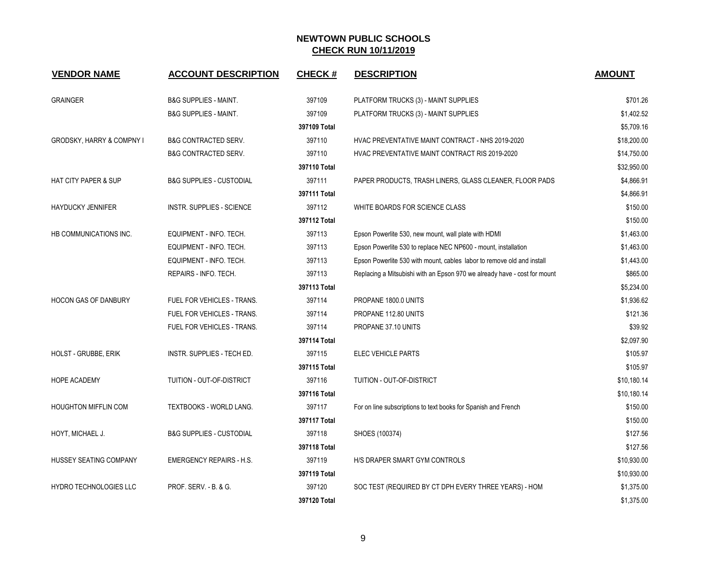# NEWTOWN PUBLIC SCHOOLS

## CHECK RUN 10/11/2019

| VENDOR NAME | ACCOUNT DESCRIPTION | CHECK # | DESCRIPTION | AMOUNT |
|---|---|---|---|---|
| GRAINGER | B&G SUPPLIES - MAINT. | 397109 | PLATFORM TRUCKS (3) - MAINT SUPPLIES | $701.26 |
| | B&G SUPPLIES - MAINT. | 397109 | PLATFORM TRUCKS (3) - MAINT SUPPLIES | $1,402.52 |
| | | **397109 Total** | | $5,709.16 |
| GRODSKY, HARRY & COMPNY I | B&G CONTRACTED SERV. | 397110 | HVAC PREVENTATIVE MAINT CONTRACT - NHS 2019-2020 | $18,200.00 |
| | B&G CONTRACTED SERV. | 397110 | HVAC PREVENTATIVE MAINT CONTRACT RIS 2019-2020 | $14,750.00 |
| | | **397110 Total** | | $32,950.00 |
| HAT CITY PAPER & SUP | B&G SUPPLIES - CUSTODIAL | 397111 | PAPER PRODUCTS, TRASH LINERS, GLASS CLEANER, FLOOR PADS | $4,866.91 |
| | | **397111 Total** | | $4,866.91 |
| HAYDUCKY JENNIFER | INSTR. SUPPLIES - SCIENCE | 397112 | WHITE BOARDS FOR SCIENCE CLASS | $150.00 |
| | | **397112 Total** | | $150.00 |
| HB COMMUNICATIONS INC. | EQUIPMENT - INFO. TECH. | 397113 | Epson Powerlite 530, new mount, wall plate with HDMI | $1,463.00 |
| | EQUIPMENT - INFO. TECH. | 397113 | Epson Powerlite 530 to replace NEC NP600 - mount, installation | $1,463.00 |
| | EQUIPMENT - INFO. TECH. | 397113 | Epson Powerlite 530 with mount, cables labor to remove old and install | $1,443.00 |
| | REPAIRS - INFO. TECH. | 397113 | Replacing a Mitsubishi with an Epson 970 we already have - cost for mount | $865.00 |
| | | **397113 Total** | | $5,234.00 |
| HOCON GAS OF DANBURY | FUEL FOR VEHICLES - TRANS. | 397114 | PROPANE 1800.0 UNITS | $1,936.62 |
| | FUEL FOR VEHICLES - TRANS. | 397114 | PROPANE 112.80 UNITS | $121.36 |
| | FUEL FOR VEHICLES - TRANS. | 397114 | PROPANE 37.10 UNITS | $39.92 |
| | | **397114 Total** | | $2,097.90 |
| HOLST - GRUBBE, ERIK | INSTR. SUPPLIES - TECH ED. | 397115 | ELEC VEHICLE PARTS | $105.97 |
| | | **397115 Total** | | $105.97 |
| HOPE ACADEMY | TUITION - OUT-OF-DISTRICT | 397116 | TUITION - OUT-OF-DISTRICT | $10,180.14 |
| | | **397116 Total** | | $10,180.14 |
| HOUGHTON MIFFLIN COM | TEXTBOOKS - WORLD LANG. | 397117 | For on line subscriptions to text books for Spanish and French | $150.00 |
| | | **397117 Total** | | $150.00 |
| HOYT, MICHAEL J. | B&G SUPPLIES - CUSTODIAL | 397118 | SHOES (100374) | $127.56 |
| | | **397118 Total** | | $127.56 |
| HUSSEY SEATING COMPANY | EMERGENCY REPAIRS - H.S. | 397119 | H/S DRAPER SMART GYM CONTROLS | $10,930.00 |
| | | **397119 Total** | | $10,930.00 |
| HYDRO TECHNOLOGIES LLC | PROF. SERV. - B. & G. | 397120 | SOC TEST (REQUIRED BY CT DPH EVERY THREE YEARS) - HOM | $1,375.00 |
| | | **397120 Total** | | $1,375.00 |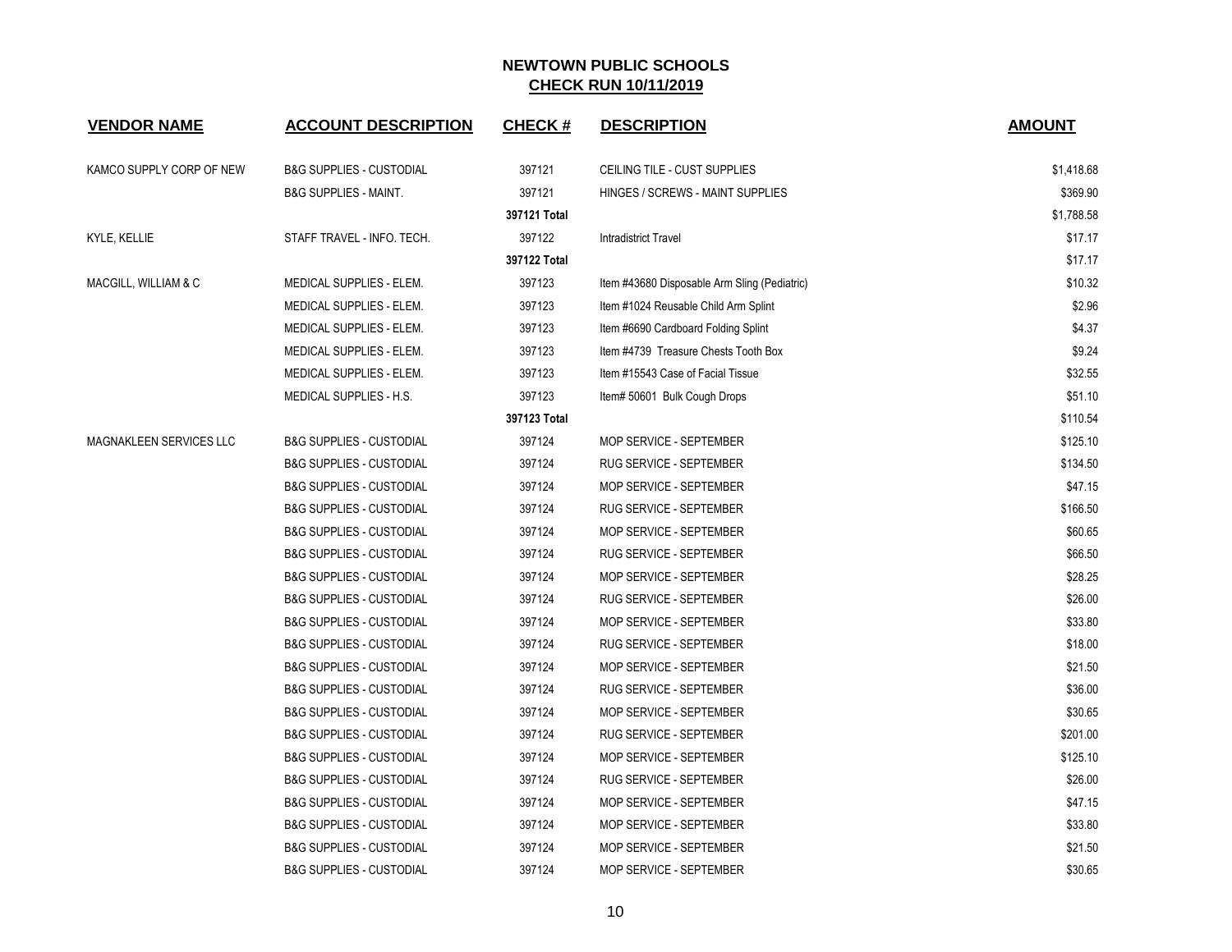## NEWTOWN PUBLIC SCHOOLS
## CHECK RUN 10/11/2019

| VENDOR NAME | ACCOUNT DESCRIPTION | CHECK # | DESCRIPTION | AMOUNT |
|---|---|---|---|---|
| KAMCO SUPPLY CORP OF NEW | B&G SUPPLIES - CUSTODIAL | 397121 | CEILING TILE - CUST SUPPLIES | $1,418.68 |
| | B&G SUPPLIES - MAINT. | 397121 | HINGES / SCREWS - MAINT SUPPLIES | $369.90 |
| | | 397121 Total | | $1,788.58 |
| KYLE, KELLIE | STAFF TRAVEL - INFO. TECH. | 397122 | Intradistrict Travel | $17.17 |
| | | 397122 Total | | $17.17 |
| MACGILL, WILLIAM & C | MEDICAL SUPPLIES - ELEM. | 397123 | Item #43680 Disposable Arm Sling (Pediatric) | $10.32 |
| | MEDICAL SUPPLIES - ELEM. | 397123 | Item #1024 Reusable Child Arm Splint | $2.96 |
| | MEDICAL SUPPLIES - ELEM. | 397123 | Item #6690 Cardboard Folding Splint | $4.37 |
| | MEDICAL SUPPLIES - ELEM. | 397123 | Item #4739 Treasure Chests Tooth Box | $9.24 |
| | MEDICAL SUPPLIES - ELEM. | 397123 | Item #15543 Case of Facial Tissue | $32.55 |
| | MEDICAL SUPPLIES - H.S. | 397123 | Item# 50601 Bulk Cough Drops | $51.10 |
| | | 397123 Total | | $110.54 |
| MAGNAKLEEN SERVICES LLC | B&G SUPPLIES - CUSTODIAL | 397124 | MOP SERVICE - SEPTEMBER | $125.10 |
| | B&G SUPPLIES - CUSTODIAL | 397124 | RUG SERVICE - SEPTEMBER | $134.50 |
| | B&G SUPPLIES - CUSTODIAL | 397124 | MOP SERVICE - SEPTEMBER | $47.15 |
| | B&G SUPPLIES - CUSTODIAL | 397124 | RUG SERVICE - SEPTEMBER | $166.50 |
| | B&G SUPPLIES - CUSTODIAL | 397124 | MOP SERVICE - SEPTEMBER | $60.65 |
| | B&G SUPPLIES - CUSTODIAL | 397124 | RUG SERVICE - SEPTEMBER | $66.50 |
| | B&G SUPPLIES - CUSTODIAL | 397124 | MOP SERVICE - SEPTEMBER | $28.25 |
| | B&G SUPPLIES - CUSTODIAL | 397124 | RUG SERVICE - SEPTEMBER | $26.00 |
| | B&G SUPPLIES - CUSTODIAL | 397124 | MOP SERVICE - SEPTEMBER | $33.80 |
| | B&G SUPPLIES - CUSTODIAL | 397124 | RUG SERVICE - SEPTEMBER | $18.00 |
| | B&G SUPPLIES - CUSTODIAL | 397124 | MOP SERVICE - SEPTEMBER | $21.50 |
| | B&G SUPPLIES - CUSTODIAL | 397124 | RUG SERVICE - SEPTEMBER | $36.00 |
| | B&G SUPPLIES - CUSTODIAL | 397124 | MOP SERVICE - SEPTEMBER | $30.65 |
| | B&G SUPPLIES - CUSTODIAL | 397124 | RUG SERVICE - SEPTEMBER | $201.00 |
| | B&G SUPPLIES - CUSTODIAL | 397124 | MOP SERVICE - SEPTEMBER | $125.10 |
| | B&G SUPPLIES - CUSTODIAL | 397124 | RUG SERVICE - SEPTEMBER | $26.00 |
| | B&G SUPPLIES - CUSTODIAL | 397124 | MOP SERVICE - SEPTEMBER | $47.15 |
| | B&G SUPPLIES - CUSTODIAL | 397124 | MOP SERVICE - SEPTEMBER | $33.80 |
| | B&G SUPPLIES - CUSTODIAL | 397124 | MOP SERVICE - SEPTEMBER | $21.50 |
| | B&G SUPPLIES - CUSTODIAL | 397124 | MOP SERVICE - SEPTEMBER | $30.65 |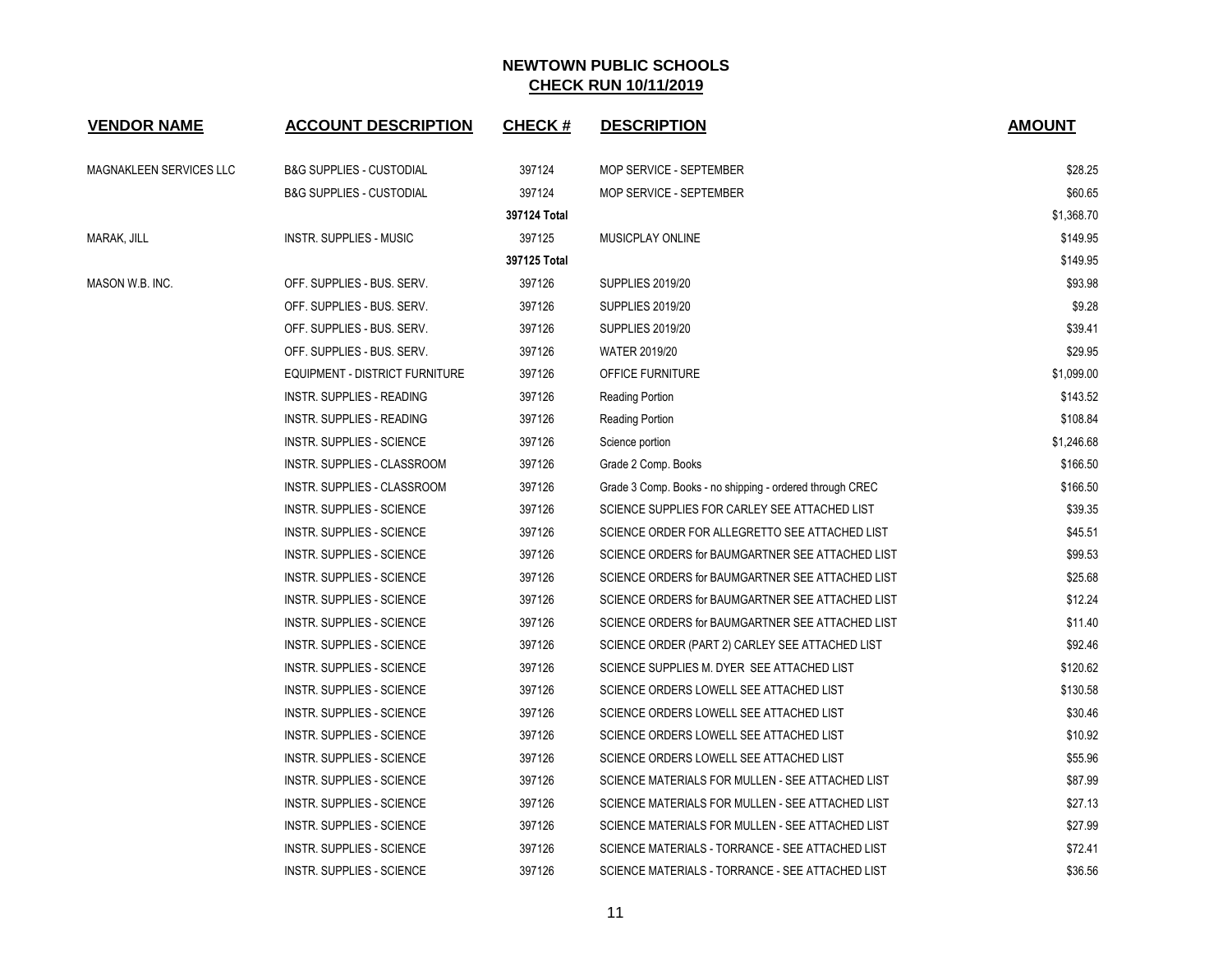# NEWTOWN PUBLIC SCHOOLS
## CHECK RUN 10/11/2019

| VENDOR NAME | ACCOUNT DESCRIPTION | CHECK # | DESCRIPTION | AMOUNT |
|---|---|---|---|---|
| MAGNAKLEEN SERVICES LLC | B&G SUPPLIES - CUSTODIAL | 397124 | MOP SERVICE - SEPTEMBER | $28.25 |
| | B&G SUPPLIES - CUSTODIAL | 397124 | MOP SERVICE - SEPTEMBER | $60.65 |
| | | 397124 Total | | $1,368.70 |
| MARAK, JILL | INSTR. SUPPLIES - MUSIC | 397125 | MUSICPLAY ONLINE | $149.95 |
| | | 397125 Total | | $149.95 |
| MASON W.B. INC. | OFF. SUPPLIES - BUS. SERV. | 397126 | SUPPLIES 2019/20 | $93.98 |
| | OFF. SUPPLIES - BUS. SERV. | 397126 | SUPPLIES 2019/20 | $9.28 |
| | OFF. SUPPLIES - BUS. SERV. | 397126 | SUPPLIES 2019/20 | $39.41 |
| | OFF. SUPPLIES - BUS. SERV. | 397126 | WATER 2019/20 | $29.95 |
| | EQUIPMENT - DISTRICT FURNITURE | 397126 | OFFICE FURNITURE | $1,099.00 |
| | INSTR. SUPPLIES - READING | 397126 | Reading Portion | $143.52 |
| | INSTR. SUPPLIES - READING | 397126 | Reading Portion | $108.84 |
| | INSTR. SUPPLIES - SCIENCE | 397126 | Science portion | $1,246.68 |
| | INSTR. SUPPLIES - CLASSROOM | 397126 | Grade 2 Comp. Books | $166.50 |
| | INSTR. SUPPLIES - CLASSROOM | 397126 | Grade 3 Comp. Books - no shipping - ordered through CREC | $166.50 |
| | INSTR. SUPPLIES - SCIENCE | 397126 | SCIENCE SUPPLIES FOR CARLEY SEE ATTACHED LIST | $39.35 |
| | INSTR. SUPPLIES - SCIENCE | 397126 | SCIENCE ORDER FOR ALLEGRETTO SEE ATTACHED LIST | $45.51 |
| | INSTR. SUPPLIES - SCIENCE | 397126 | SCIENCE ORDERS for BAUMGARTNER SEE ATTACHED LIST | $99.53 |
| | INSTR. SUPPLIES - SCIENCE | 397126 | SCIENCE ORDERS for BAUMGARTNER SEE ATTACHED LIST | $25.68 |
| | INSTR. SUPPLIES - SCIENCE | 397126 | SCIENCE ORDERS for BAUMGARTNER SEE ATTACHED LIST | $12.24 |
| | INSTR. SUPPLIES - SCIENCE | 397126 | SCIENCE ORDERS for BAUMGARTNER SEE ATTACHED LIST | $11.40 |
| | INSTR. SUPPLIES - SCIENCE | 397126 | SCIENCE ORDER (PART 2) CARLEY SEE ATTACHED LIST | $92.46 |
| | INSTR. SUPPLIES - SCIENCE | 397126 | SCIENCE SUPPLIES M. DYER SEE ATTACHED LIST | $120.62 |
| | INSTR. SUPPLIES - SCIENCE | 397126 | SCIENCE ORDERS LOWELL SEE ATTACHED LIST | $130.58 |
| | INSTR. SUPPLIES - SCIENCE | 397126 | SCIENCE ORDERS LOWELL SEE ATTACHED LIST | $30.46 |
| | INSTR. SUPPLIES - SCIENCE | 397126 | SCIENCE ORDERS LOWELL SEE ATTACHED LIST | $10.92 |
| | INSTR. SUPPLIES - SCIENCE | 397126 | SCIENCE ORDERS LOWELL SEE ATTACHED LIST | $55.96 |
| | INSTR. SUPPLIES - SCIENCE | 397126 | SCIENCE MATERIALS FOR MULLEN - SEE ATTACHED LIST | $87.99 |
| | INSTR. SUPPLIES - SCIENCE | 397126 | SCIENCE MATERIALS FOR MULLEN - SEE ATTACHED LIST | $27.13 |
| | INSTR. SUPPLIES - SCIENCE | 397126 | SCIENCE MATERIALS FOR MULLEN - SEE ATTACHED LIST | $27.99 |
| | INSTR. SUPPLIES - SCIENCE | 397126 | SCIENCE MATERIALS - TORRANCE - SEE ATTACHED LIST | $72.41 |
| | INSTR. SUPPLIES - SCIENCE | 397126 | SCIENCE MATERIALS - TORRANCE - SEE ATTACHED LIST | $36.56 |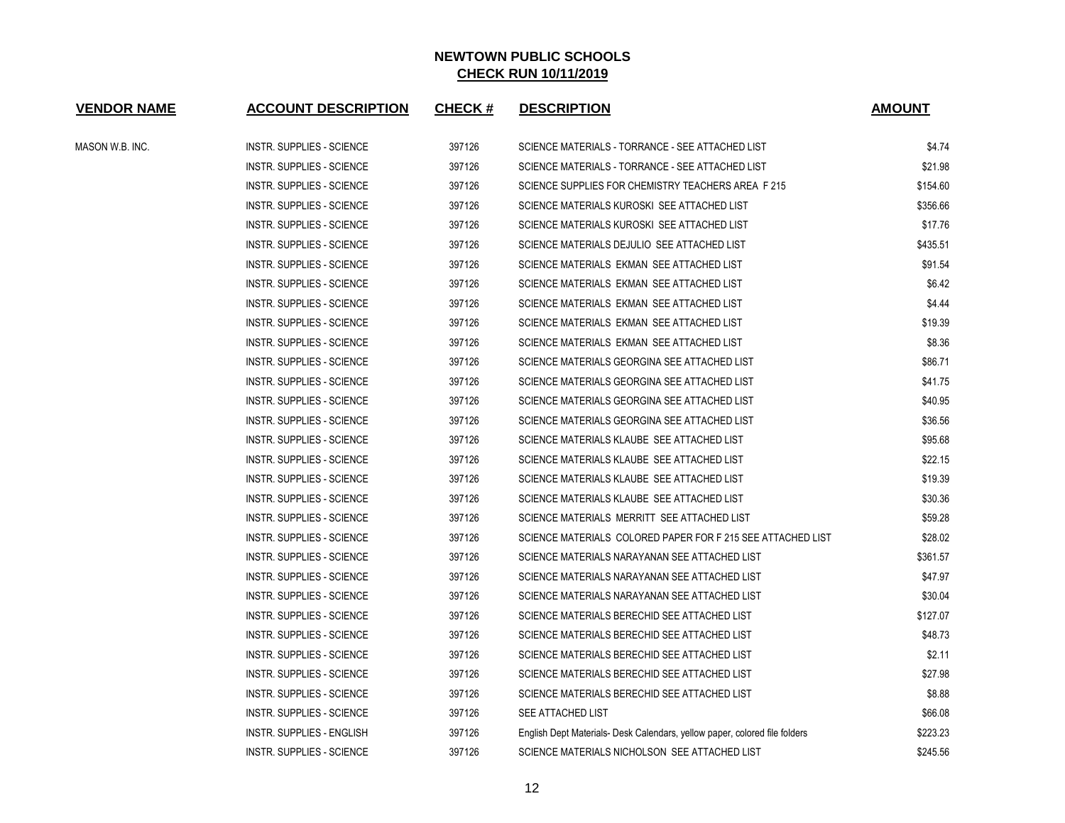## NEWTOWN PUBLIC SCHOOLS
## CHECK RUN 10/11/2019

| VENDOR NAME | ACCOUNT DESCRIPTION | CHECK # | DESCRIPTION | AMOUNT |
|---|---|---|---|---|
| MASON W.B. INC. | INSTR. SUPPLIES - SCIENCE | 397126 | SCIENCE MATERIALS - TORRANCE - SEE ATTACHED LIST | $4.74 |
| | INSTR. SUPPLIES - SCIENCE | 397126 | SCIENCE MATERIALS - TORRANCE - SEE ATTACHED LIST | $21.98 |
| | INSTR. SUPPLIES - SCIENCE | 397126 | SCIENCE SUPPLIES FOR CHEMISTRY TEACHERS AREA F 215 | $154.60 |
| | INSTR. SUPPLIES - SCIENCE | 397126 | SCIENCE MATERIALS KUROSKI SEE ATTACHED LIST | $356.66 |
| | INSTR. SUPPLIES - SCIENCE | 397126 | SCIENCE MATERIALS KUROSKI SEE ATTACHED LIST | $17.76 |
| | INSTR. SUPPLIES - SCIENCE | 397126 | SCIENCE MATERIALS DEJULIO SEE ATTACHED LIST | $435.51 |
| | INSTR. SUPPLIES - SCIENCE | 397126 | SCIENCE MATERIALS EKMAN SEE ATTACHED LIST | $91.54 |
| | INSTR. SUPPLIES - SCIENCE | 397126 | SCIENCE MATERIALS EKMAN SEE ATTACHED LIST | $6.42 |
| | INSTR. SUPPLIES - SCIENCE | 397126 | SCIENCE MATERIALS EKMAN SEE ATTACHED LIST | $4.44 |
| | INSTR. SUPPLIES - SCIENCE | 397126 | SCIENCE MATERIALS EKMAN SEE ATTACHED LIST | $19.39 |
| | INSTR. SUPPLIES - SCIENCE | 397126 | SCIENCE MATERIALS EKMAN SEE ATTACHED LIST | $8.36 |
| | INSTR. SUPPLIES - SCIENCE | 397126 | SCIENCE MATERIALS GEORGINA SEE ATTACHED LIST | $86.71 |
| | INSTR. SUPPLIES - SCIENCE | 397126 | SCIENCE MATERIALS GEORGINA SEE ATTACHED LIST | $41.75 |
| | INSTR. SUPPLIES - SCIENCE | 397126 | SCIENCE MATERIALS GEORGINA SEE ATTACHED LIST | $40.95 |
| | INSTR. SUPPLIES - SCIENCE | 397126 | SCIENCE MATERIALS GEORGINA SEE ATTACHED LIST | $36.56 |
| | INSTR. SUPPLIES - SCIENCE | 397126 | SCIENCE MATERIALS KLAUBE SEE ATTACHED LIST | $95.68 |
| | INSTR. SUPPLIES - SCIENCE | 397126 | SCIENCE MATERIALS KLAUBE SEE ATTACHED LIST | $22.15 |
| | INSTR. SUPPLIES - SCIENCE | 397126 | SCIENCE MATERIALS KLAUBE SEE ATTACHED LIST | $19.39 |
| | INSTR. SUPPLIES - SCIENCE | 397126 | SCIENCE MATERIALS KLAUBE SEE ATTACHED LIST | $30.36 |
| | INSTR. SUPPLIES - SCIENCE | 397126 | SCIENCE MATERIALS MERRITT SEE ATTACHED LIST | $59.28 |
| | INSTR. SUPPLIES - SCIENCE | 397126 | SCIENCE MATERIALS COLORED PAPER FOR F 215 SEE ATTACHED LIST | $28.02 |
| | INSTR. SUPPLIES - SCIENCE | 397126 | SCIENCE MATERIALS NARAYANAN SEE ATTACHED LIST | $361.57 |
| | INSTR. SUPPLIES - SCIENCE | 397126 | SCIENCE MATERIALS NARAYANAN SEE ATTACHED LIST | $47.97 |
| | INSTR. SUPPLIES - SCIENCE | 397126 | SCIENCE MATERIALS NARAYANAN SEE ATTACHED LIST | $30.04 |
| | INSTR. SUPPLIES - SCIENCE | 397126 | SCIENCE MATERIALS BERECHID SEE ATTACHED LIST | $127.07 |
| | INSTR. SUPPLIES - SCIENCE | 397126 | SCIENCE MATERIALS BERECHID SEE ATTACHED LIST | $48.73 |
| | INSTR. SUPPLIES - SCIENCE | 397126 | SCIENCE MATERIALS BERECHID SEE ATTACHED LIST | $2.11 |
| | INSTR. SUPPLIES - SCIENCE | 397126 | SCIENCE MATERIALS BERECHID SEE ATTACHED LIST | $27.98 |
| | INSTR. SUPPLIES - SCIENCE | 397126 | SCIENCE MATERIALS BERECHID SEE ATTACHED LIST | $8.88 |
| | INSTR. SUPPLIES - SCIENCE | 397126 | SEE ATTACHED LIST | $66.08 |
| | INSTR. SUPPLIES - ENGLISH | 397126 | English Dept Materials- Desk Calendars, yellow paper, colored file folders | $223.23 |
| | INSTR. SUPPLIES - SCIENCE | 397126 | SCIENCE MATERIALS NICHOLSON SEE ATTACHED LIST | $245.56 |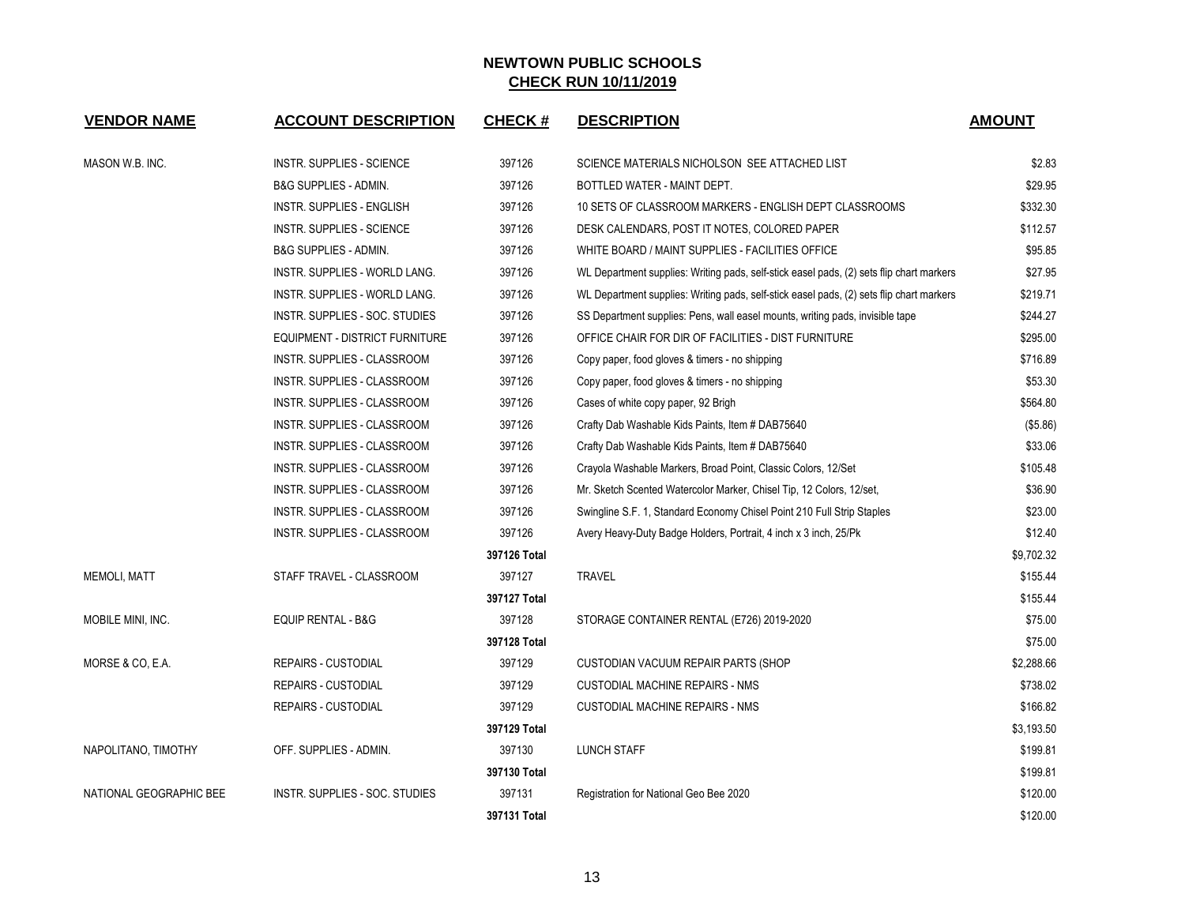# NEWTOWN PUBLIC SCHOOLS

## CHECK RUN 10/11/2019

| VENDOR NAME | ACCOUNT DESCRIPTION | CHECK # | DESCRIPTION | AMOUNT |
|---|---|---|---|---|
| MASON W.B. INC. | INSTR. SUPPLIES - SCIENCE | 397126 | SCIENCE MATERIALS NICHOLSON SEE ATTACHED LIST | $2.83 |
| | B&G SUPPLIES - ADMIN. | 397126 | BOTTLED WATER - MAINT DEPT. | $29.95 |
| | INSTR. SUPPLIES - ENGLISH | 397126 | 10 SETS OF CLASSROOM MARKERS - ENGLISH DEPT CLASSROOMS | $332.30 |
| | INSTR. SUPPLIES - SCIENCE | 397126 | DESK CALENDARS, POST IT NOTES, COLORED PAPER | $112.57 |
| | B&G SUPPLIES - ADMIN. | 397126 | WHITE BOARD / MAINT SUPPLIES - FACILITIES OFFICE | $95.85 |
| | INSTR. SUPPLIES - WORLD LANG. | 397126 | WL Department supplies: Writing pads, self-stick easel pads, (2) sets flip chart markers | $27.95 |
| | INSTR. SUPPLIES - WORLD LANG. | 397126 | WL Department supplies: Writing pads, self-stick easel pads, (2) sets flip chart markers | $219.71 |
| | INSTR. SUPPLIES - SOC. STUDIES | 397126 | SS Department supplies: Pens, wall easel mounts, writing pads, invisible tape | $244.27 |
| | EQUIPMENT - DISTRICT FURNITURE | 397126 | OFFICE CHAIR FOR DIR OF FACILITIES - DIST FURNITURE | $295.00 |
| | INSTR. SUPPLIES - CLASSROOM | 397126 | Copy paper, food gloves & timers - no shipping | $716.89 |
| | INSTR. SUPPLIES - CLASSROOM | 397126 | Copy paper, food gloves & timers - no shipping | $53.30 |
| | INSTR. SUPPLIES - CLASSROOM | 397126 | Cases of white copy paper, 92 Brigh | $564.80 |
| | INSTR. SUPPLIES - CLASSROOM | 397126 | Crafty Dab Washable Kids Paints, Item # DAB75640 | ($5.86) |
| | INSTR. SUPPLIES - CLASSROOM | 397126 | Crafty Dab Washable Kids Paints, Item # DAB75640 | $33.06 |
| | INSTR. SUPPLIES - CLASSROOM | 397126 | Crayola Washable Markers, Broad Point, Classic Colors, 12/Set | $105.48 |
| | INSTR. SUPPLIES - CLASSROOM | 397126 | Mr. Sketch Scented Watercolor Marker, Chisel Tip, 12 Colors, 12/set, | $36.90 |
| | INSTR. SUPPLIES - CLASSROOM | 397126 | Swingline S.F. 1, Standard Economy Chisel Point 210 Full Strip Staples | $23.00 |
| | INSTR. SUPPLIES - CLASSROOM | 397126 | Avery Heavy-Duty Badge Holders, Portrait, 4 inch x 3 inch, 25/Pk | $12.40 |
| | | **397126 Total** | | $9,702.32 |
| MEMOLI, MATT | STAFF TRAVEL - CLASSROOM | 397127 | TRAVEL | $155.44 |
| | | **397127 Total** | | $155.44 |
| MOBILE MINI, INC. | EQUIP RENTAL - B&G | 397128 | STORAGE CONTAINER RENTAL (E726) 2019-2020 | $75.00 |
| | | **397128 Total** | | $75.00 |
| MORSE & CO, E.A. | REPAIRS - CUSTODIAL | 397129 | CUSTODIAN VACUUM REPAIR PARTS (SHOP | $2,288.66 |
| | REPAIRS - CUSTODIAL | 397129 | CUSTODIAL MACHINE REPAIRS - NMS | $738.02 |
| | REPAIRS - CUSTODIAL | 397129 | CUSTODIAL MACHINE REPAIRS - NMS | $166.82 |
| | | **397129 Total** | | $3,193.50 |
| NAPOLITANO, TIMOTHY | OFF. SUPPLIES - ADMIN. | 397130 | LUNCH STAFF | $199.81 |
| | | **397130 Total** | | $199.81 |
| NATIONAL GEOGRAPHIC BEE | INSTR. SUPPLIES - SOC. STUDIES | 397131 | Registration for National Geo Bee 2020 | $120.00 |
| | | **397131 Total** | | $120.00 |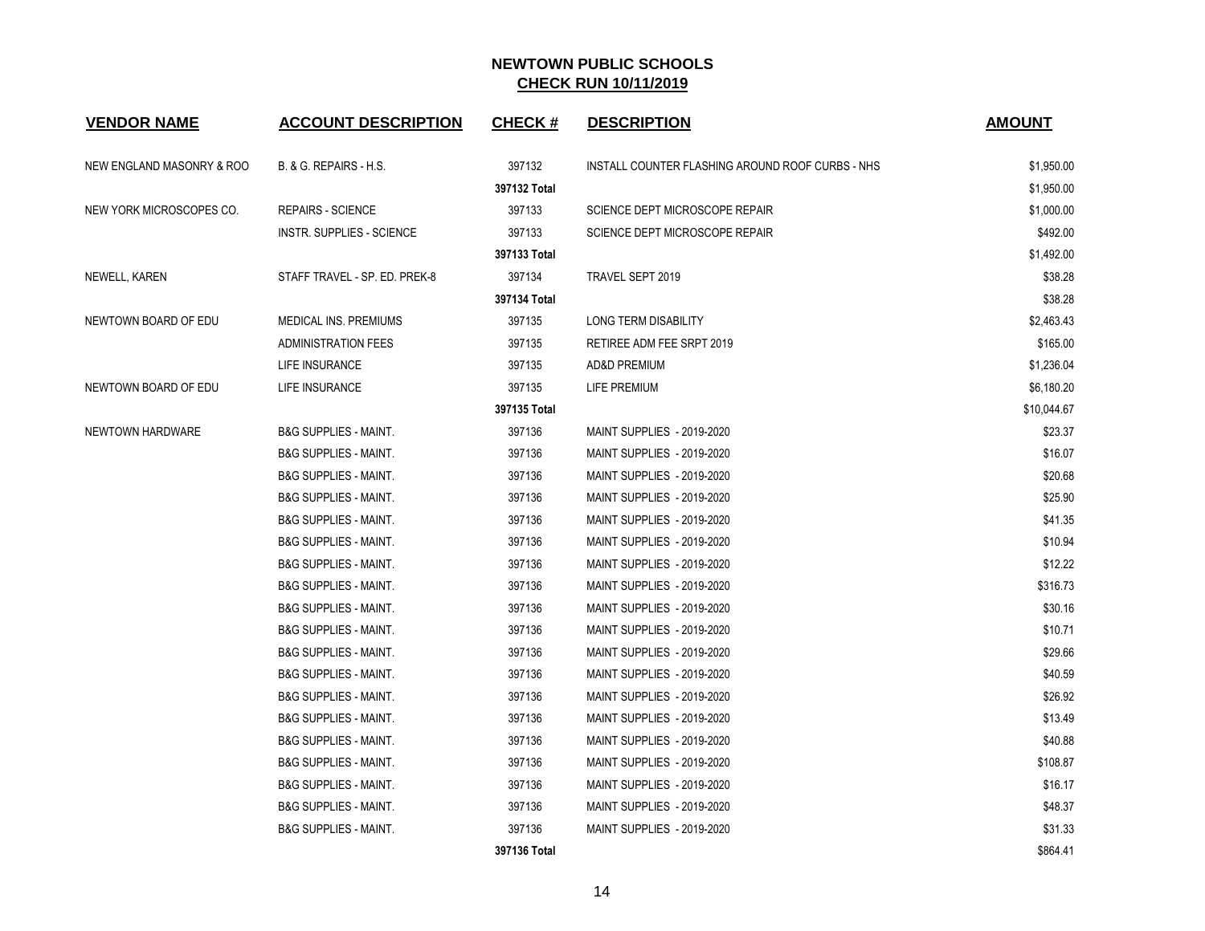## NEWTOWN PUBLIC SCHOOLS
## CHECK RUN 10/11/2019

| VENDOR NAME | ACCOUNT DESCRIPTION | CHECK # | DESCRIPTION | AMOUNT |
|---|---|---|---|---|
| NEW ENGLAND MASONRY & ROO | B. & G. REPAIRS - H.S. | 397132 | INSTALL COUNTER FLASHING AROUND ROOF CURBS - NHS | $1,950.00 |
| | | **397132 Total** | | $1,950.00 |
| NEW YORK MICROSCOPES CO. | REPAIRS - SCIENCE | 397133 | SCIENCE DEPT MICROSCOPE REPAIR | $1,000.00 |
| | INSTR. SUPPLIES - SCIENCE | 397133 | SCIENCE DEPT MICROSCOPE REPAIR | $492.00 |
| | | **397133 Total** | | $1,492.00 |
| NEWELL, KAREN | STAFF TRAVEL - SP. ED. PREK-8 | 397134 | TRAVEL SEPT 2019 | $38.28 |
| | | **397134 Total** | | $38.28 |
| NEWTOWN BOARD OF EDU | MEDICAL INS. PREMIUMS | 397135 | LONG TERM DISABILITY | $2,463.43 |
| | ADMINISTRATION FEES | 397135 | RETIREE ADM FEE SRPT 2019 | $165.00 |
| | LIFE INSURANCE | 397135 | AD&D PREMIUM | $1,236.04 |
| NEWTOWN BOARD OF EDU | LIFE INSURANCE | 397135 | LIFE PREMIUM | $6,180.20 |
| | | **397135 Total** | | $10,044.67 |
| NEWTOWN HARDWARE | B&G SUPPLIES - MAINT. | 397136 | MAINT SUPPLIES - 2019-2020 | $23.37 |
| | B&G SUPPLIES - MAINT. | 397136 | MAINT SUPPLIES - 2019-2020 | $16.07 |
| | B&G SUPPLIES - MAINT. | 397136 | MAINT SUPPLIES - 2019-2020 | $20.68 |
| | B&G SUPPLIES - MAINT. | 397136 | MAINT SUPPLIES - 2019-2020 | $25.90 |
| | B&G SUPPLIES - MAINT. | 397136 | MAINT SUPPLIES - 2019-2020 | $41.35 |
| | B&G SUPPLIES - MAINT. | 397136 | MAINT SUPPLIES - 2019-2020 | $10.94 |
| | B&G SUPPLIES - MAINT. | 397136 | MAINT SUPPLIES - 2019-2020 | $12.22 |
| | B&G SUPPLIES - MAINT. | 397136 | MAINT SUPPLIES - 2019-2020 | $316.73 |
| | B&G SUPPLIES - MAINT. | 397136 | MAINT SUPPLIES - 2019-2020 | $30.16 |
| | B&G SUPPLIES - MAINT. | 397136 | MAINT SUPPLIES - 2019-2020 | $10.71 |
| | B&G SUPPLIES - MAINT. | 397136 | MAINT SUPPLIES - 2019-2020 | $29.66 |
| | B&G SUPPLIES - MAINT. | 397136 | MAINT SUPPLIES - 2019-2020 | $40.59 |
| | B&G SUPPLIES - MAINT. | 397136 | MAINT SUPPLIES - 2019-2020 | $26.92 |
| | B&G SUPPLIES - MAINT. | 397136 | MAINT SUPPLIES - 2019-2020 | $13.49 |
| | B&G SUPPLIES - MAINT. | 397136 | MAINT SUPPLIES - 2019-2020 | $40.88 |
| | B&G SUPPLIES - MAINT. | 397136 | MAINT SUPPLIES - 2019-2020 | $108.87 |
| | B&G SUPPLIES - MAINT. | 397136 | MAINT SUPPLIES - 2019-2020 | $16.17 |
| | B&G SUPPLIES - MAINT. | 397136 | MAINT SUPPLIES - 2019-2020 | $48.37 |
| | B&G SUPPLIES - MAINT. | 397136 | MAINT SUPPLIES - 2019-2020 | $31.33 |
| | | **397136 Total** | | $864.41 |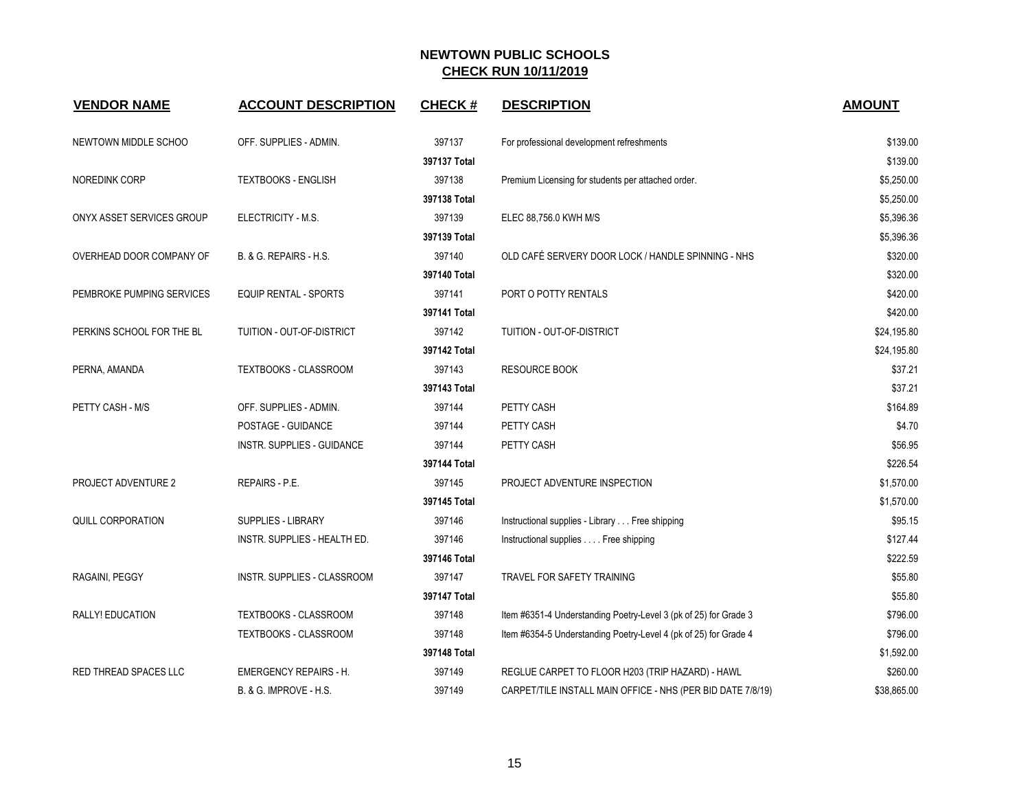## NEWTOWN PUBLIC SCHOOLS
## CHECK RUN 10/11/2019

| VENDOR NAME | ACCOUNT DESCRIPTION | CHECK # | DESCRIPTION | AMOUNT |
|---|---|---|---|---|
| NEWTOWN MIDDLE SCHOO | OFF. SUPPLIES - ADMIN. | 397137 | For professional development refreshments | $139.00 |
| | | 397137 Total | | $139.00 |
| NOREDINK CORP | TEXTBOOKS - ENGLISH | 397138 | Premium Licensing for students per attached order. | $5,250.00 |
| | | 397138 Total | | $5,250.00 |
| ONYX ASSET SERVICES GROUP | ELECTRICITY - M.S. | 397139 | ELEC 88,756.0 KWH M/S | $5,396.36 |
| | | 397139 Total | | $5,396.36 |
| OVERHEAD DOOR COMPANY OF | B. & G. REPAIRS - H.S. | 397140 | OLD CAFÉ SERVERY DOOR LOCK / HANDLE SPINNING - NHS | $320.00 |
| | | 397140 Total | | $320.00 |
| PEMBROKE PUMPING SERVICES | EQUIP RENTAL - SPORTS | 397141 | PORT O POTTY RENTALS | $420.00 |
| | | 397141 Total | | $420.00 |
| PERKINS SCHOOL FOR THE BL | TUITION - OUT-OF-DISTRICT | 397142 | TUITION - OUT-OF-DISTRICT | $24,195.80 |
| | | 397142 Total | | $24,195.80 |
| PERNA, AMANDA | TEXTBOOKS - CLASSROOM | 397143 | RESOURCE BOOK | $37.21 |
| | | 397143 Total | | $37.21 |
| PETTY CASH - M/S | OFF. SUPPLIES - ADMIN. | 397144 | PETTY CASH | $164.89 |
| | POSTAGE - GUIDANCE | 397144 | PETTY CASH | $4.70 |
| | INSTR. SUPPLIES - GUIDANCE | 397144 | PETTY CASH | $56.95 |
| | | 397144 Total | | $226.54 |
| PROJECT ADVENTURE 2 | REPAIRS - P.E. | 397145 | PROJECT ADVENTURE INSPECTION | $1,570.00 |
| | | 397145 Total | | $1,570.00 |
| QUILL CORPORATION | SUPPLIES - LIBRARY | 397146 | Instructional supplies - Library . . . Free shipping | $95.15 |
| | INSTR. SUPPLIES - HEALTH ED. | 397146 | Instructional supplies . . . . Free shipping | $127.44 |
| | | 397146 Total | | $222.59 |
| RAGAINI, PEGGY | INSTR. SUPPLIES - CLASSROOM | 397147 | TRAVEL FOR SAFETY TRAINING | $55.80 |
| | | 397147 Total | | $55.80 |
| RALLY! EDUCATION | TEXTBOOKS - CLASSROOM | 397148 | Item #6351-4 Understanding Poetry-Level 3 (pk of 25) for Grade 3 | $796.00 |
| | TEXTBOOKS - CLASSROOM | 397148 | Item #6354-5 Understanding Poetry-Level 4 (pk of 25) for Grade 4 | $796.00 |
| | | 397148 Total | | $1,592.00 |
| RED THREAD SPACES LLC | EMERGENCY REPAIRS - H. | 397149 | REGLUE CARPET TO FLOOR H203 (TRIP HAZARD) - HAWL | $260.00 |
| | B. & G. IMPROVE - H.S. | 397149 | CARPET/TILE INSTALL MAIN OFFICE - NHS (PER BID DATE 7/8/19) | $38,865.00 |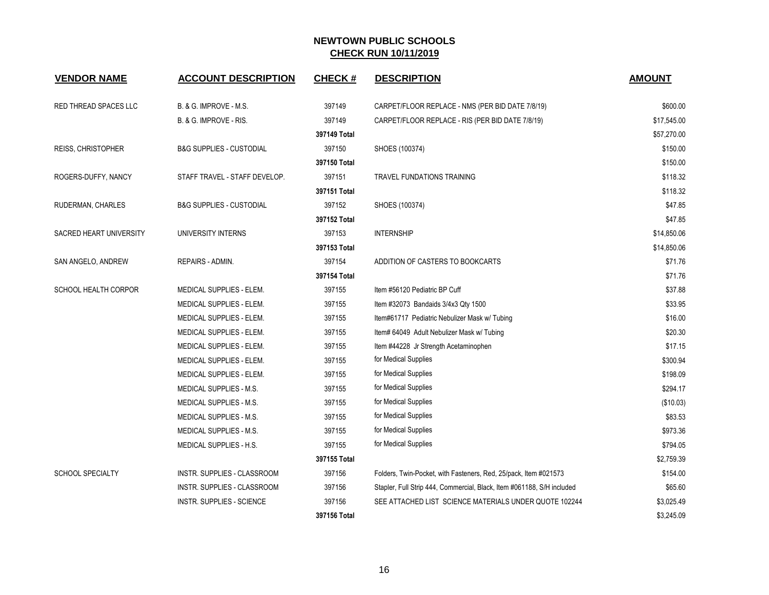# NEWTOWN PUBLIC SCHOOLS

## CHECK RUN 10/11/2019

| VENDOR NAME | ACCOUNT DESCRIPTION | CHECK # | DESCRIPTION | AMOUNT |
|---|---|---|---|---|
| RED THREAD SPACES LLC | B. & G. IMPROVE - M.S. | 397149 | CARPET/FLOOR REPLACE - NMS (PER BID DATE 7/8/19) | $600.00 |
| | B. & G. IMPROVE - RIS. | 397149 | CARPET/FLOOR REPLACE - RIS (PER BID DATE 7/8/19) | $17,545.00 |
| | | **397149 Total** | | $57,270.00 |
| REISS, CHRISTOPHER | B&G SUPPLIES - CUSTODIAL | 397150 | SHOES (100374) | $150.00 |
| | | **397150 Total** | | $150.00 |
| ROGERS-DUFFY, NANCY | STAFF TRAVEL - STAFF DEVELOP. | 397151 | TRAVEL FUNDATIONS TRAINING | $118.32 |
| | | **397151 Total** | | $118.32 |
| RUDERMAN, CHARLES | B&G SUPPLIES - CUSTODIAL | 397152 | SHOES (100374) | $47.85 |
| | | **397152 Total** | | $47.85 |
| SACRED HEART UNIVERSITY | UNIVERSITY INTERNS | 397153 | INTERNSHIP | $14,850.06 |
| | | **397153 Total** | | $14,850.06 |
| SAN ANGELO, ANDREW | REPAIRS - ADMIN. | 397154 | ADDITION OF CASTERS TO BOOKCARTS | $71.76 |
| | | **397154 Total** | | $71.76 |
| SCHOOL HEALTH CORPOR | MEDICAL SUPPLIES - ELEM. | 397155 | Item #56120 Pediatric BP Cuff | $37.88 |
| | MEDICAL SUPPLIES - ELEM. | 397155 | Item #32073 Bandaids 3/4x3 Qty 1500 | $33.95 |
| | MEDICAL SUPPLIES - ELEM. | 397155 | Item#61717 Pediatric Nebulizer Mask w/ Tubing | $16.00 |
| | MEDICAL SUPPLIES - ELEM. | 397155 | Item# 64049 Adult Nebulizer Mask w/ Tubing | $20.30 |
| | MEDICAL SUPPLIES - ELEM. | 397155 | Item #44228 Jr Strength Acetaminophen | $17.15 |
| | MEDICAL SUPPLIES - ELEM. | 397155 | for Medical Supplies | $300.94 |
| | MEDICAL SUPPLIES - ELEM. | 397155 | for Medical Supplies | $198.09 |
| | MEDICAL SUPPLIES - M.S. | 397155 | for Medical Supplies | $294.17 |
| | MEDICAL SUPPLIES - M.S. | 397155 | for Medical Supplies | ($10.03) |
| | MEDICAL SUPPLIES - M.S. | 397155 | for Medical Supplies | $83.53 |
| | MEDICAL SUPPLIES - M.S. | 397155 | for Medical Supplies | $973.36 |
| | MEDICAL SUPPLIES - H.S. | 397155 | for Medical Supplies | $794.05 |
| | | **397155 Total** | | $2,759.39 |
| SCHOOL SPECIALTY | INSTR. SUPPLIES - CLASSROOM | 397156 | Folders, Twin-Pocket, with Fasteners, Red, 25/pack, Item #021573 | $154.00 |
| | INSTR. SUPPLIES - CLASSROOM | 397156 | Stapler, Full Strip 444, Commercial, Black, Item #061188, S/H included | $65.60 |
| | INSTR. SUPPLIES - SCIENCE | 397156 | SEE ATTACHED LIST SCIENCE MATERIALS UNDER QUOTE 102244 | $3,025.49 |
| | | **397156 Total** | | $3,245.09 |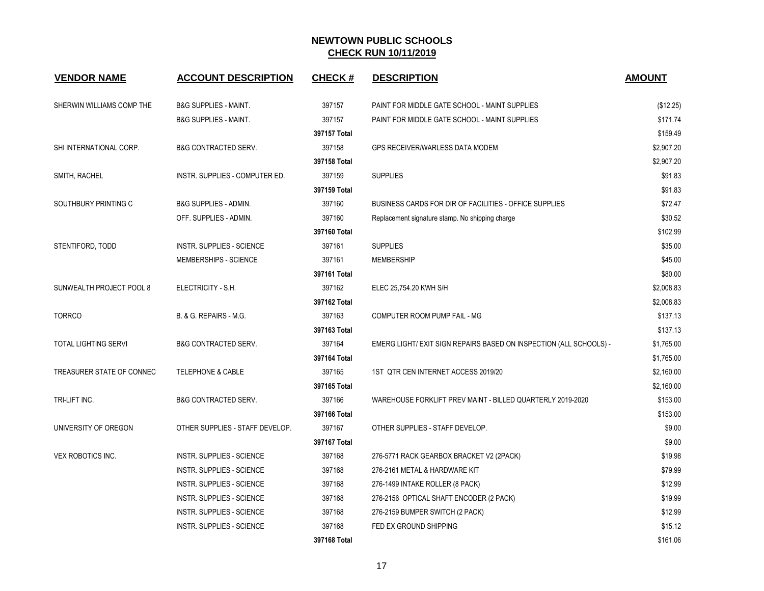# NEWTOWN PUBLIC SCHOOLS

## CHECK RUN 10/11/2019

| VENDOR NAME | ACCOUNT DESCRIPTION | CHECK # | DESCRIPTION | AMOUNT |
|---|---|---|---|---|
| SHERWIN WILLIAMS COMP THE | B&G SUPPLIES - MAINT. | 397157 | PAINT FOR MIDDLE GATE SCHOOL - MAINT SUPPLIES | ($12.25) |
| | B&G SUPPLIES - MAINT. | 397157 | PAINT FOR MIDDLE GATE SCHOOL - MAINT SUPPLIES | $171.74 |
| | | **397157 Total** | | $159.49 |
| SHI INTERNATIONAL CORP. | B&G CONTRACTED SERV. | 397158 | GPS RECEIVER/WARLESS DATA MODEM | $2,907.20 |
| | | **397158 Total** | | $2,907.20 |
| SMITH, RACHEL | INSTR. SUPPLIES - COMPUTER ED. | 397159 | SUPPLIES | $91.83 |
| | | **397159 Total** | | $91.83 |
| SOUTHBURY PRINTING C | B&G SUPPLIES - ADMIN. | 397160 | BUSINESS CARDS FOR DIR OF FACILITIES - OFFICE SUPPLIES | $72.47 |
| | OFF. SUPPLIES - ADMIN. | 397160 | Replacement signature stamp. No shipping charge | $30.52 |
| | | **397160 Total** | | $102.99 |
| STENTIFORD, TODD | INSTR. SUPPLIES - SCIENCE | 397161 | SUPPLIES | $35.00 |
| | MEMBERSHIPS - SCIENCE | 397161 | MEMBERSHIP | $45.00 |
| | | **397161 Total** | | $80.00 |
| SUNWEALTH PROJECT POOL 8 | ELECTRICITY - S.H. | 397162 | ELEC 25,754.20 KWH S/H | $2,008.83 |
| | | **397162 Total** | | $2,008.83 |
| TORRCO | B. & G. REPAIRS - M.G. | 397163 | COMPUTER ROOM PUMP FAIL - MG | $137.13 |
| | | **397163 Total** | | $137.13 |
| TOTAL LIGHTING SERVI | B&G CONTRACTED SERV. | 397164 | EMERG LIGHT/ EXIT SIGN REPAIRS BASED ON INSPECTION (ALL SCHOOLS) - | $1,765.00 |
| | | **397164 Total** | | $1,765.00 |
| TREASURER STATE OF CONNEC | TELEPHONE & CABLE | 397165 | 1ST QTR CEN INTERNET ACCESS 2019/20 | $2,160.00 |
| | | **397165 Total** | | $2,160.00 |
| TRI-LIFT INC. | B&G CONTRACTED SERV. | 397166 | WAREHOUSE FORKLIFT PREV MAINT - BILLED QUARTERLY 2019-2020 | $153.00 |
| | | **397166 Total** | | $153.00 |
| UNIVERSITY OF OREGON | OTHER SUPPLIES - STAFF DEVELOP. | 397167 | OTHER SUPPLIES - STAFF DEVELOP. | $9.00 |
| | | **397167 Total** | | $9.00 |
| VEX ROBOTICS INC. | INSTR. SUPPLIES - SCIENCE | 397168 | 276-5771 RACK GEARBOX BRACKET V2 (2PACK) | $19.98 |
| | INSTR. SUPPLIES - SCIENCE | 397168 | 276-2161 METAL & HARDWARE KIT | $79.99 |
| | INSTR. SUPPLIES - SCIENCE | 397168 | 276-1499 INTAKE ROLLER (8 PACK) | $12.99 |
| | INSTR. SUPPLIES - SCIENCE | 397168 | 276-2156 OPTICAL SHAFT ENCODER (2 PACK) | $19.99 |
| | INSTR. SUPPLIES - SCIENCE | 397168 | 276-2159 BUMPER SWITCH (2 PACK) | $12.99 |
| | INSTR. SUPPLIES - SCIENCE | 397168 | FED EX GROUND SHIPPING | $15.12 |
| | | **397168 Total** | | $161.06 |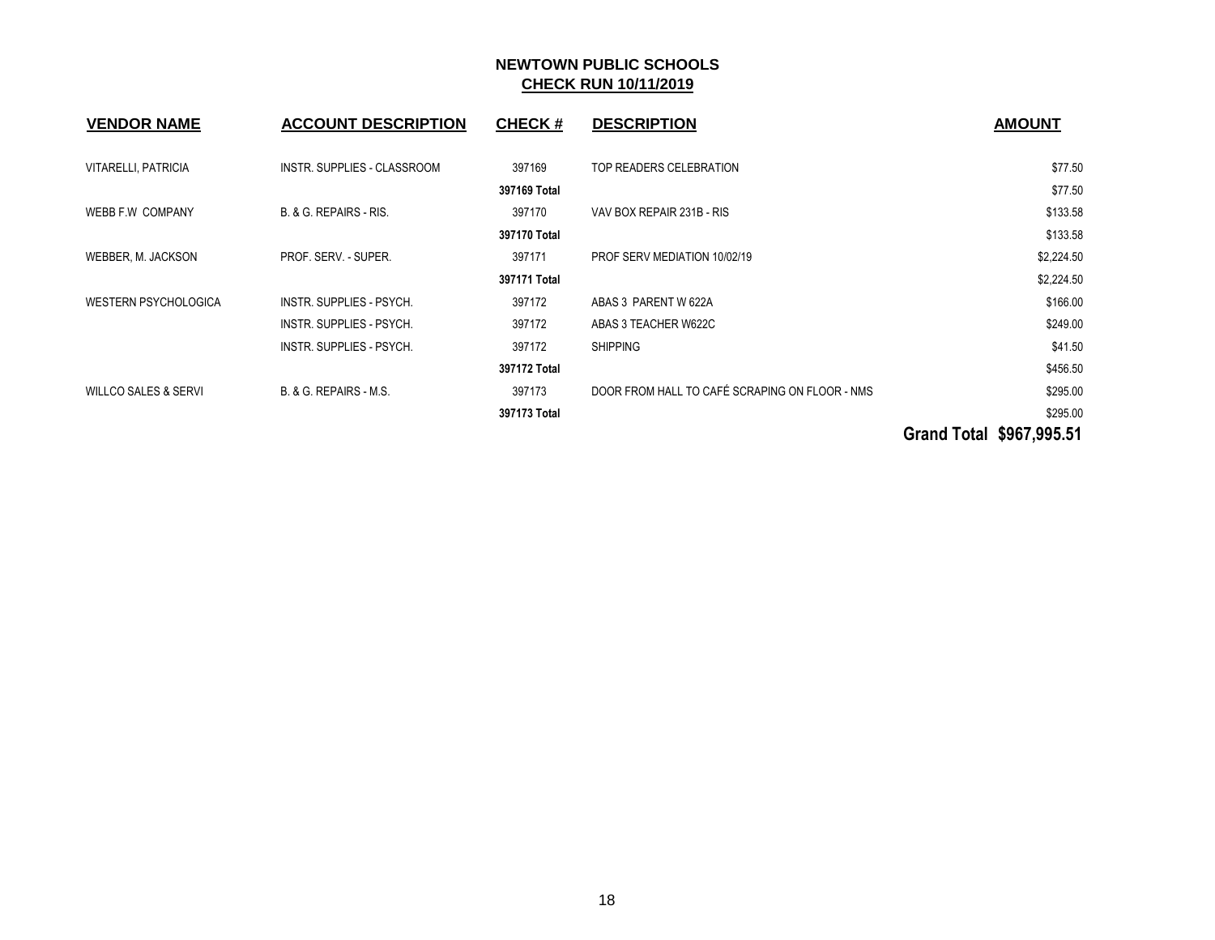**NEWTOWN PUBLIC SCHOOLS**
**CHECK RUN 10/11/2019**

| VENDOR NAME | ACCOUNT DESCRIPTION | CHECK # | DESCRIPTION | AMOUNT |
|---|---|---|---|---|
| VITARELLI, PATRICIA | INSTR. SUPPLIES - CLASSROOM | 397169 | TOP READERS CELEBRATION | $77.50 |
| | | **397169 Total** | | $77.50 |
| WEBB F.W COMPANY | B. & G. REPAIRS - RIS. | 397170 | VAV BOX REPAIR 231B - RIS | $133.58 |
| | | **397170 Total** | | $133.58 |
| WEBBER, M. JACKSON | PROF. SERV. - SUPER. | 397171 | PROF SERV MEDIATION 10/02/19 | $2,224.50 |
| | | **397171 Total** | | $2,224.50 |
| WESTERN PSYCHOLOGICA | INSTR. SUPPLIES - PSYCH. | 397172 | ABAS 3 PARENT W 622A | $166.00 |
| | INSTR. SUPPLIES - PSYCH. | 397172 | ABAS 3 TEACHER W622C | $249.00 |
| | INSTR. SUPPLIES - PSYCH. | 397172 | SHIPPING | $41.50 |
| | | **397172 Total** | | $456.50 |
| WILLCO SALES & SERVI | B. & G. REPAIRS - M.S. | 397173 | DOOR FROM HALL TO CAFÉ SCRAPING ON FLOOR - NMS | $295.00 |
| | | **397173 Total** | | $295.00 |
| | | | **Grand Total** | **$967,995.51** |